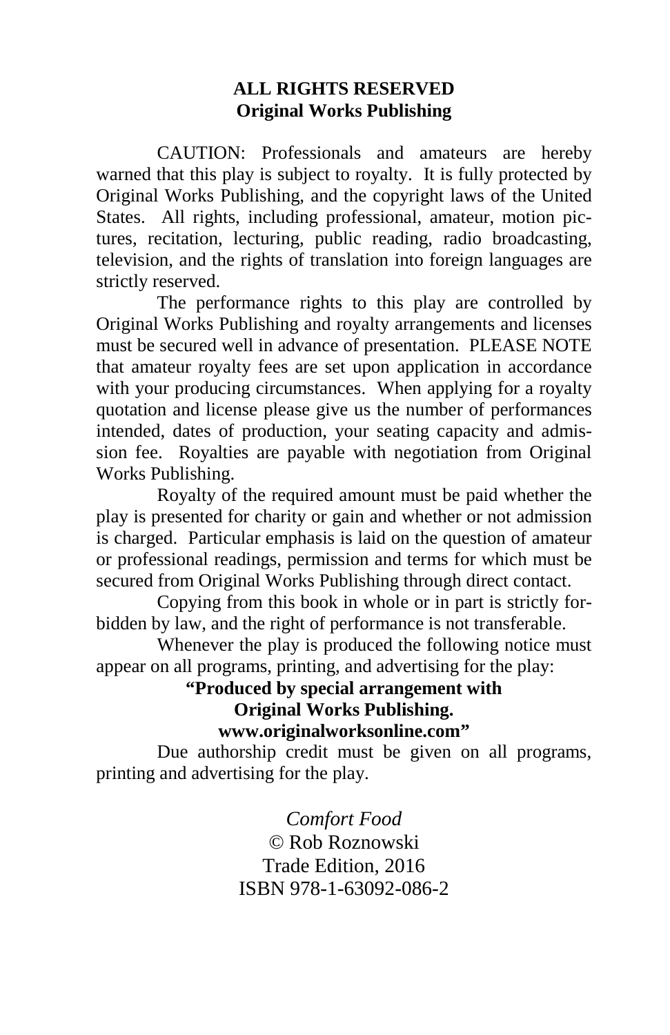**ALL RIGHTS RESERVED**
**Original Works Publishing**

CAUTION: Professionals and amateurs are hereby warned that this play is subject to royalty. It is fully protected by Original Works Publishing, and the copyright laws of the United States. All rights, including professional, amateur, motion pictures, recitation, lecturing, public reading, radio broadcasting, television, and the rights of translation into foreign languages are strictly reserved.

The performance rights to this play are controlled by Original Works Publishing and royalty arrangements and licenses must be secured well in advance of presentation. PLEASE NOTE that amateur royalty fees are set upon application in accordance with your producing circumstances. When applying for a royalty quotation and license please give us the number of performances intended, dates of production, your seating capacity and admission fee. Royalties are payable with negotiation from Original Works Publishing.

Royalty of the required amount must be paid whether the play is presented for charity or gain and whether or not admission is charged. Particular emphasis is laid on the question of amateur or professional readings, permission and terms for which must be secured from Original Works Publishing through direct contact.

Copying from this book in whole or in part is strictly forbidden by law, and the right of performance is not transferable.

Whenever the play is produced the following notice must appear on all programs, printing, and advertising for the play:

**"Produced by special arrangement with**
**Original Works Publishing.**
**www.originalworksonline.com"**

Due authorship credit must be given on all programs, printing and advertising for the play.

*Comfort Food*
© Rob Roznowski
Trade Edition, 2016
ISBN 978-1-63092-086-2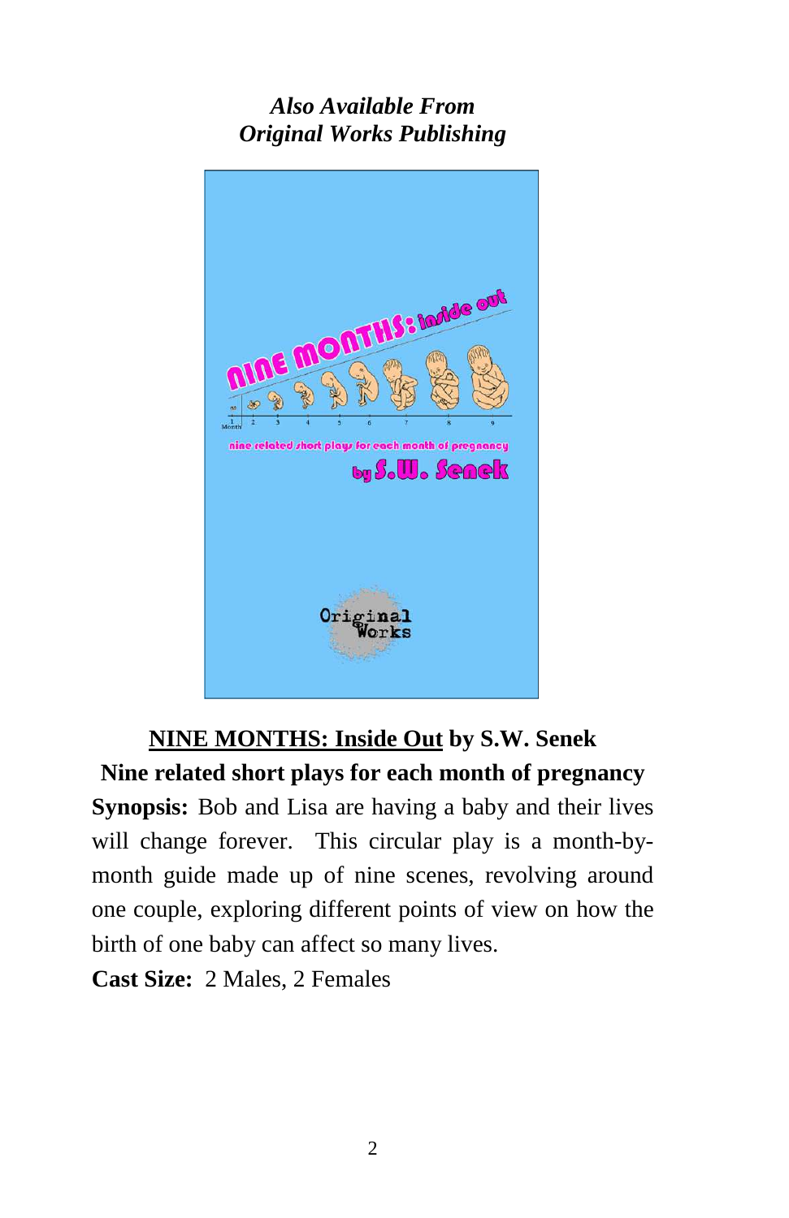*Also Available From*
*Original Works Publishing*

**NINE MONTHS: Inside Out by S.W. Senek**

**Nine related short plays for each month of pregnancy**

**Synopsis:** Bob and Lisa are having a baby and their lives will change forever. This circular play is a month-by-month guide made up of nine scenes, revolving around one couple, exploring different points of view on how the birth of one baby can affect so many lives.

**Cast Size:** 2 Males, 2 Females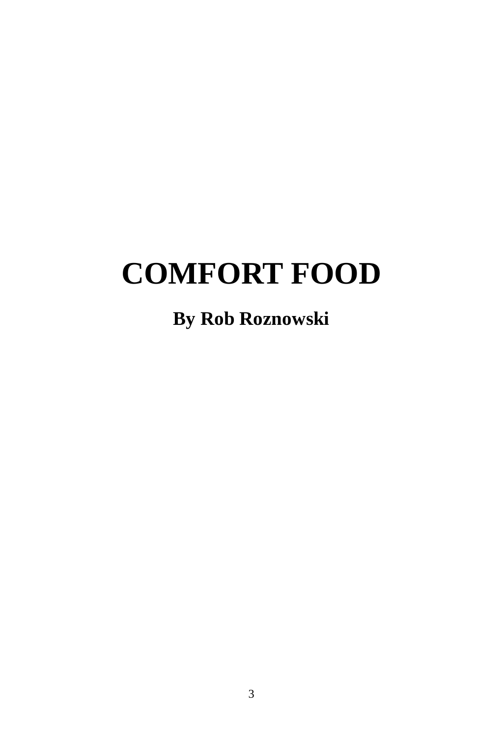# COMFORT FOOD

**By Rob Roznowski**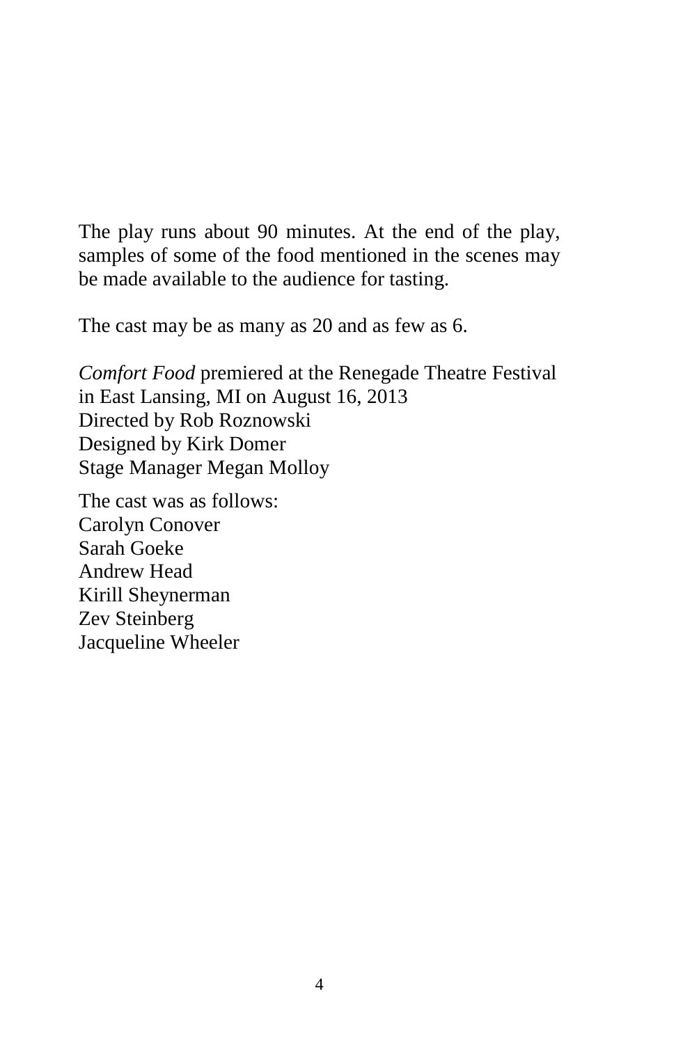The play runs about 90 minutes. At the end of the play, samples of some of the food mentioned in the scenes may be made available to the audience for tasting.

The cast may be as many as 20 and as few as 6.

*Comfort Food* premiered at the Renegade Theatre Festival in East Lansing, MI on August 16, 2013  
Directed by Rob Roznowski  
Designed by Kirk Domer  
Stage Manager Megan Molloy

The cast was as follows:  
Carolyn Conover  
Sarah Goeke  
Andrew Head  
Kirill Sheynerman  
Zev Steinberg  
Jacqueline Wheeler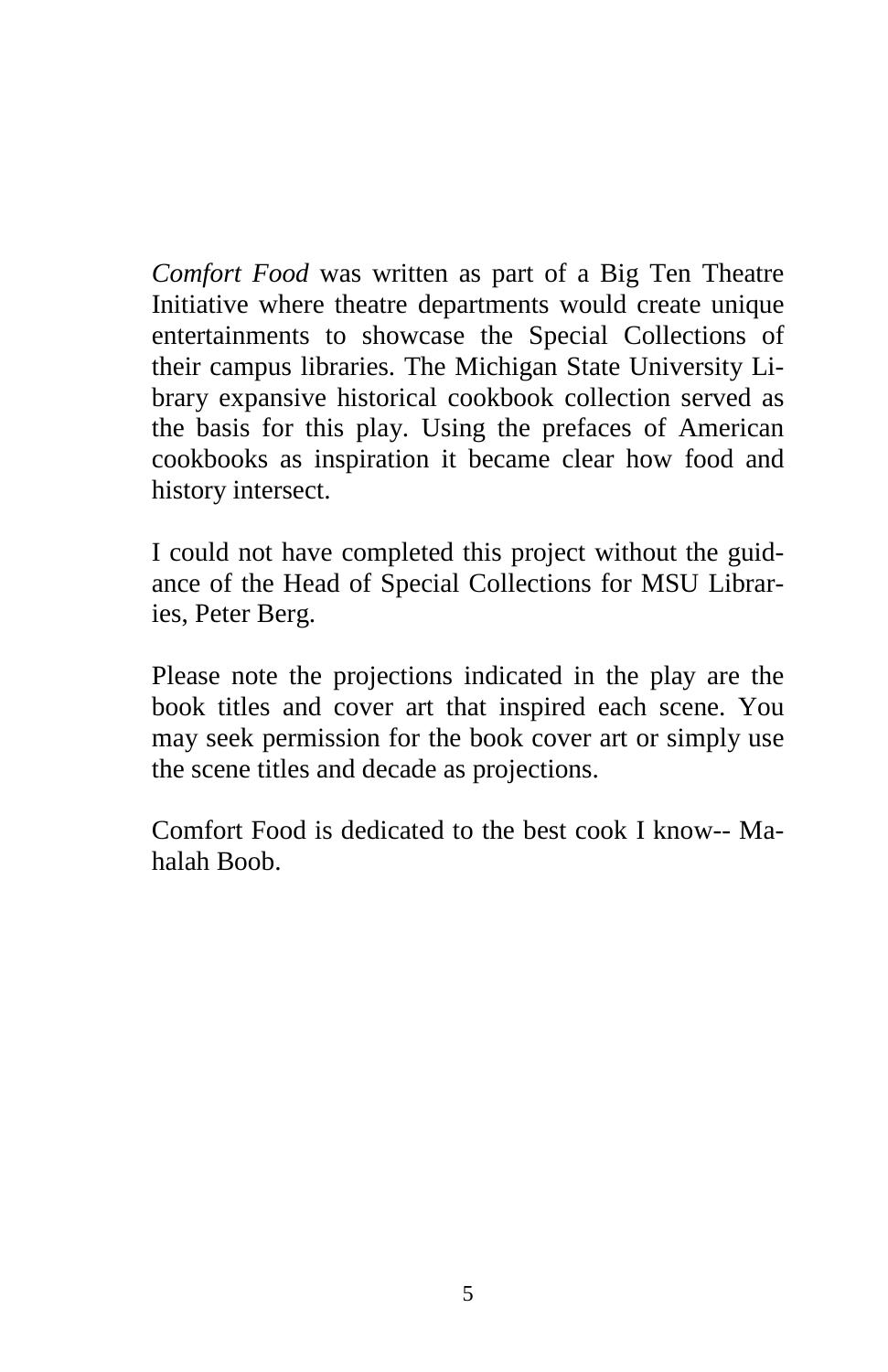*Comfort Food* was written as part of a Big Ten Theatre Initiative where theatre departments would create unique entertainments to showcase the Special Collections of their campus libraries. The Michigan State University Library expansive historical cookbook collection served as the basis for this play. Using the prefaces of American cookbooks as inspiration it became clear how food and history intersect.

I could not have completed this project without the guidance of the Head of Special Collections for MSU Libraries, Peter Berg.

Please note the projections indicated in the play are the book titles and cover art that inspired each scene. You may seek permission for the book cover art or simply use the scene titles and decade as projections.

Comfort Food is dedicated to the best cook I know-- Mahalah Boob.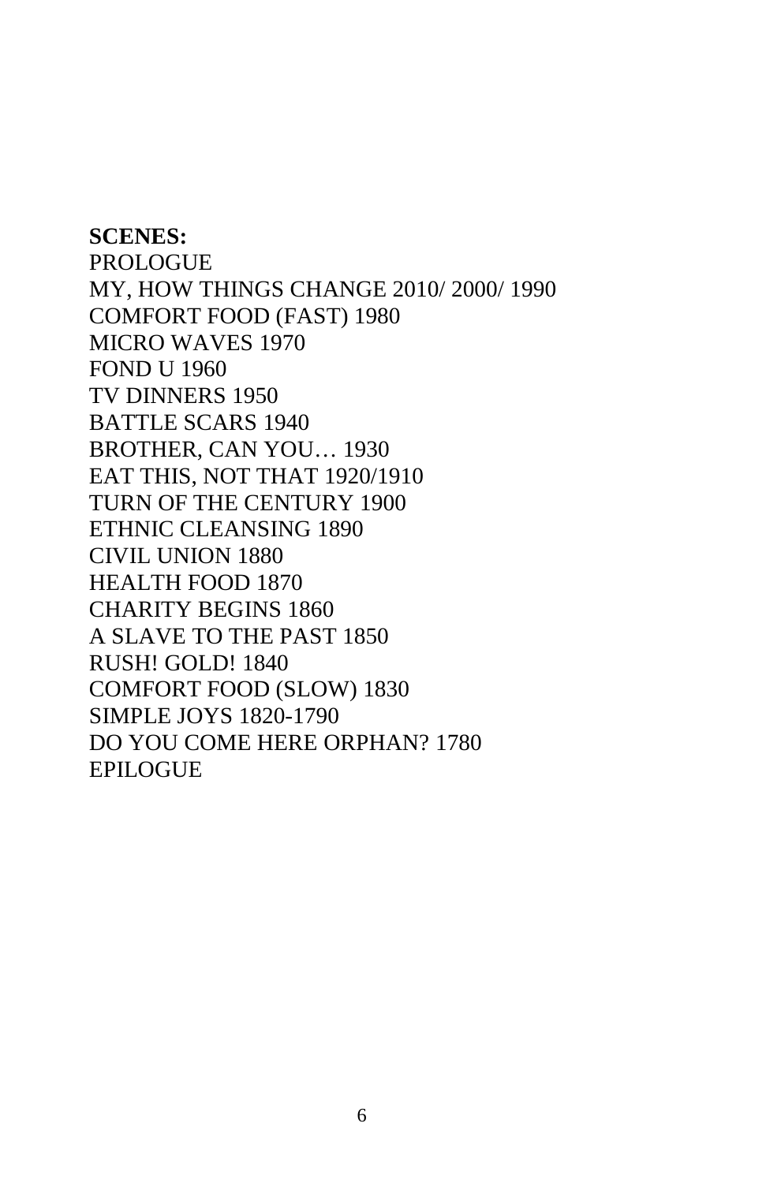**SCENES:**

PROLOGUE
MY, HOW THINGS CHANGE 2010/ 2000/ 1990
COMFORT FOOD (FAST) 1980
MICRO WAVES 1970
FOND U 1960
TV DINNERS 1950
BATTLE SCARS 1940
BROTHER, CAN YOU… 1930
EAT THIS, NOT THAT 1920/1910
TURN OF THE CENTURY 1900
ETHNIC CLEANSING 1890
CIVIL UNION 1880
HEALTH FOOD 1870
CHARITY BEGINS 1860
A SLAVE TO THE PAST 1850
RUSH! GOLD! 1840
COMFORT FOOD (SLOW) 1830
SIMPLE JOYS 1820-1790
DO YOU COME HERE ORPHAN? 1780
EPILOGUE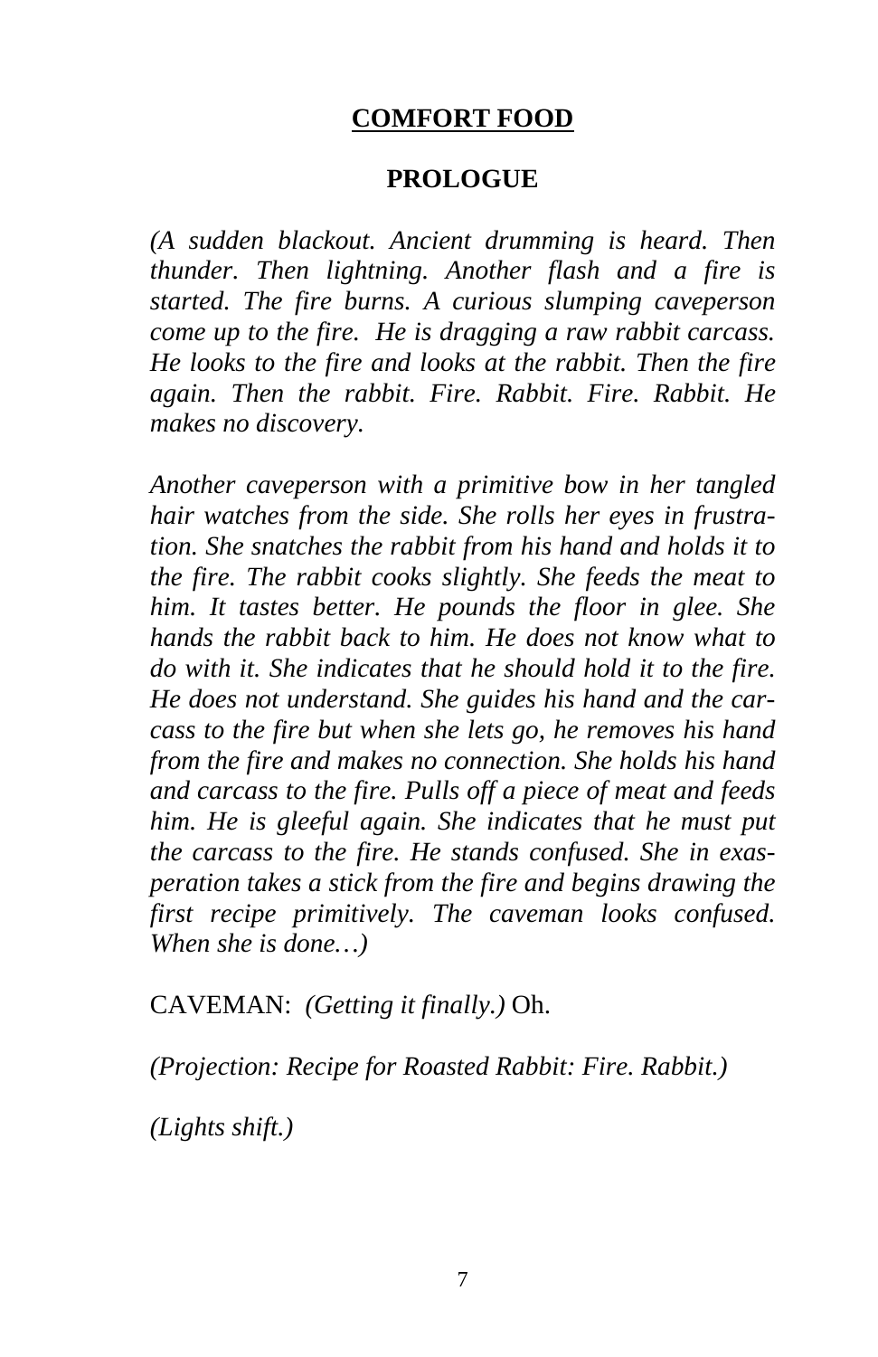# COMFORT FOOD

## PROLOGUE

*(A sudden blackout. Ancient drumming is heard. Then thunder. Then lightning. Another flash and a fire is started. The fire burns. A curious slumping caveperson come up to the fire. He is dragging a raw rabbit carcass. He looks to the fire and looks at the rabbit. Then the fire again. Then the rabbit. Fire. Rabbit. Fire. Rabbit. He makes no discovery.*

*Another caveperson with a primitive bow in her tangled hair watches from the side. She rolls her eyes in frustration. She snatches the rabbit from his hand and holds it to the fire. The rabbit cooks slightly. She feeds the meat to him. It tastes better. He pounds the floor in glee. She hands the rabbit back to him. He does not know what to do with it. She indicates that he should hold it to the fire. He does not understand. She guides his hand and the carcass to the fire but when she lets go, he removes his hand from the fire and makes no connection. She holds his hand and carcass to the fire. Pulls off a piece of meat and feeds him. He is gleeful again. She indicates that he must put the carcass to the fire. He stands confused. She in exasperation takes a stick from the fire and begins drawing the first recipe primitively. The caveman looks confused. When she is done…)*

CAVEMAN: *(Getting it finally.)* Oh.

*(Projection: Recipe for Roasted Rabbit: Fire. Rabbit.)*

*(Lights shift.)*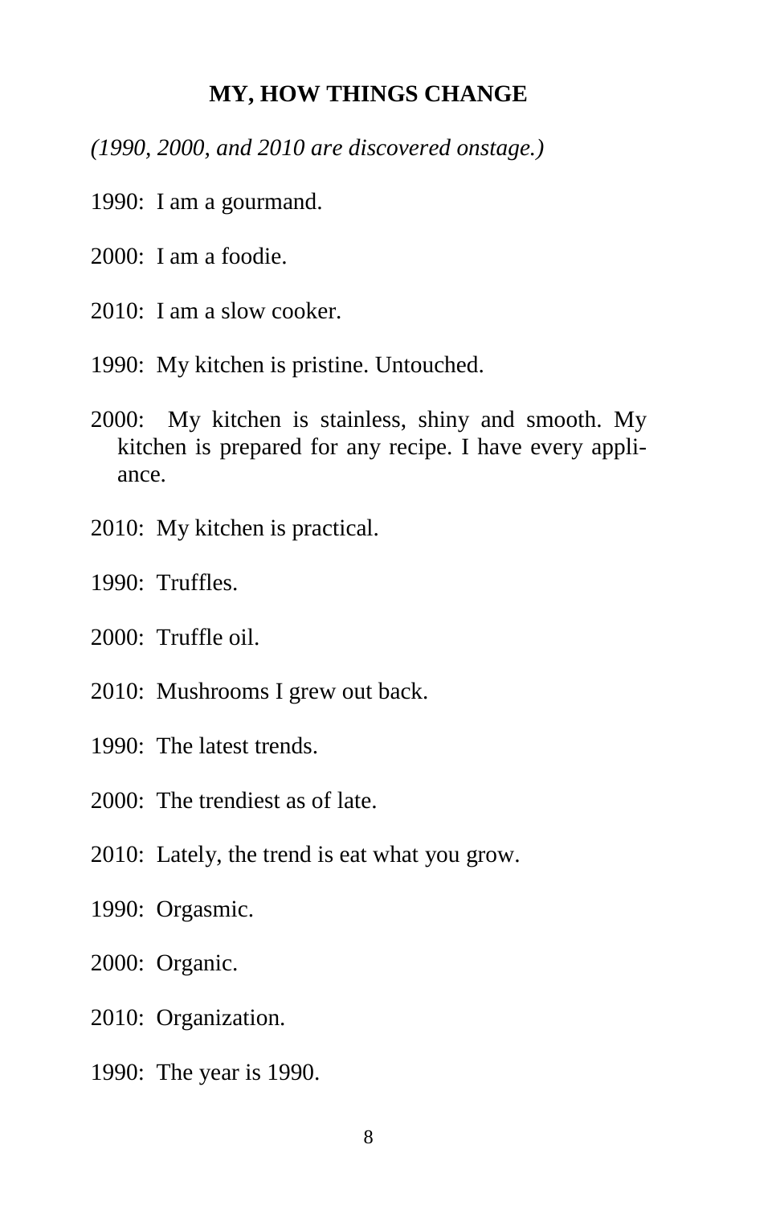## MY, HOW THINGS CHANGE

*(1990, 2000, and 2010 are discovered onstage.)*

1990: I am a gourmand.

2000: I am a foodie.

2010: I am a slow cooker.

1990: My kitchen is pristine. Untouched.

2000: My kitchen is stainless, shiny and smooth. My kitchen is prepared for any recipe. I have every appliance.

2010: My kitchen is practical.

1990: Truffles.

2000: Truffle oil.

2010: Mushrooms I grew out back.

1990: The latest trends.

2000: The trendiest as of late.

2010: Lately, the trend is eat what you grow.

1990: Orgasmic.

2000: Organic.

2010: Organization.

1990: The year is 1990.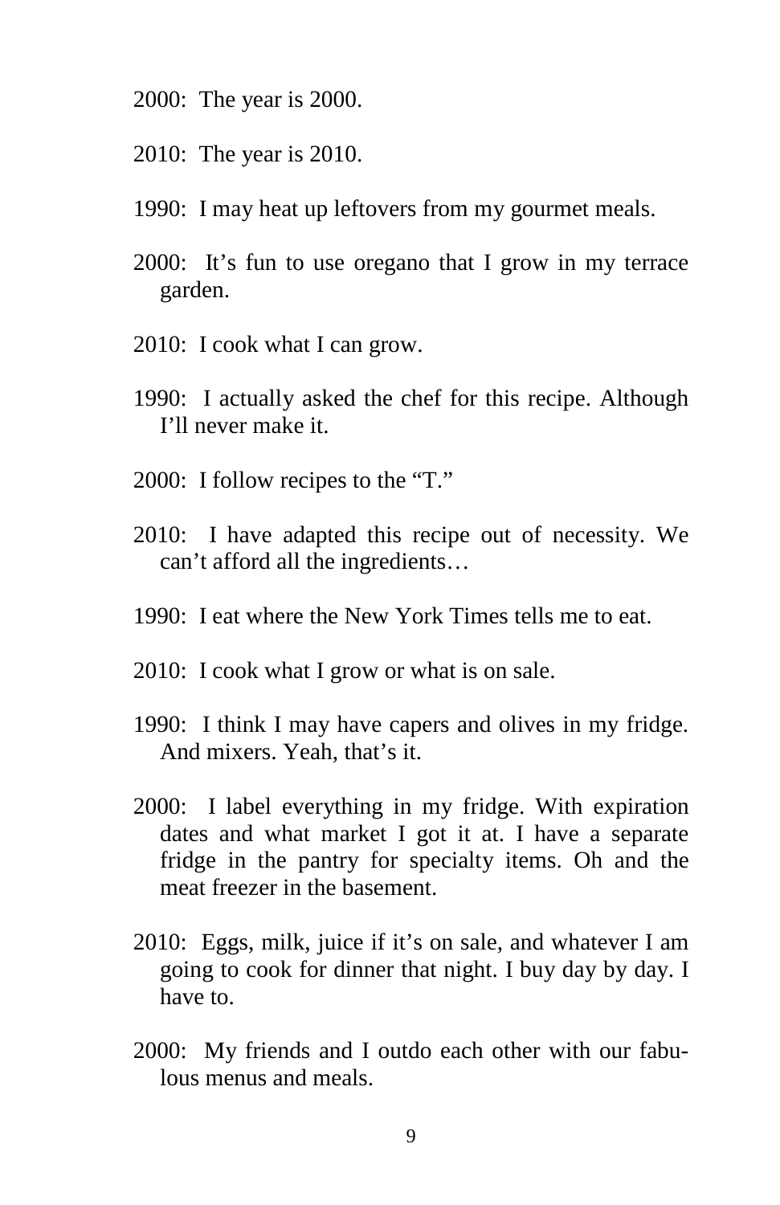2000: The year is 2000.

2010: The year is 2010.

1990: I may heat up leftovers from my gourmet meals.

2000: It's fun to use oregano that I grow in my terrace garden.

2010: I cook what I can grow.

1990: I actually asked the chef for this recipe. Although I'll never make it.

2000: I follow recipes to the "T."

2010: I have adapted this recipe out of necessity. We can't afford all the ingredients…

1990: I eat where the New York Times tells me to eat.

2010: I cook what I grow or what is on sale.

1990: I think I may have capers and olives in my fridge. And mixers. Yeah, that's it.

2000: I label everything in my fridge. With expiration dates and what market I got it at. I have a separate fridge in the pantry for specialty items. Oh and the meat freezer in the basement.

2010: Eggs, milk, juice if it's on sale, and whatever I am going to cook for dinner that night. I buy day by day. I have to.

2000: My friends and I outdo each other with our fabulous menus and meals.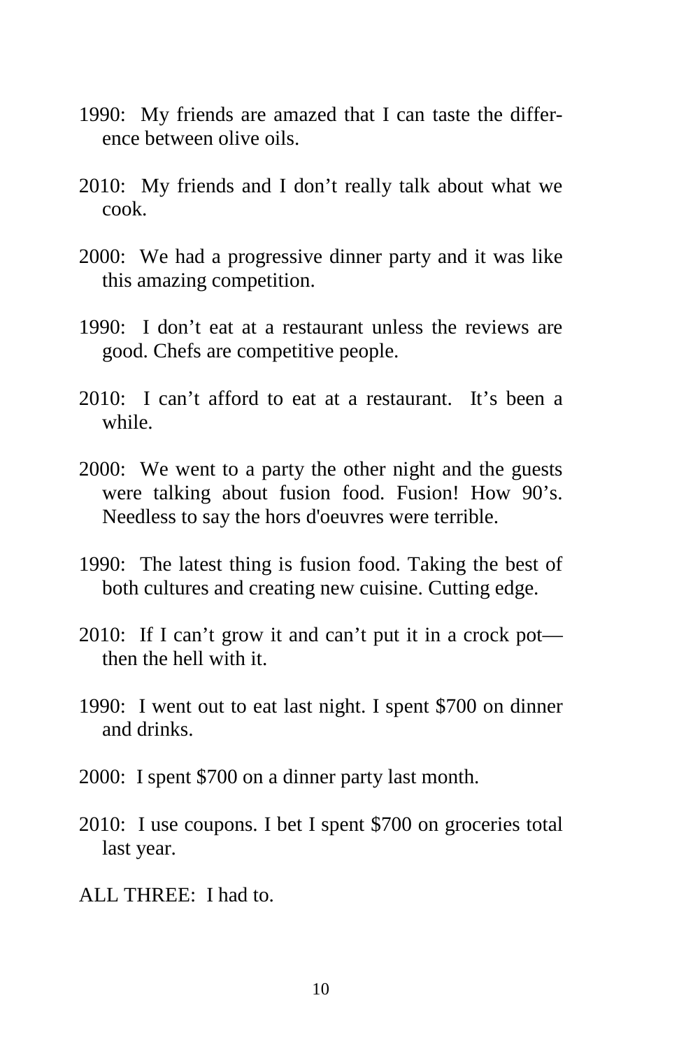1990: My friends are amazed that I can taste the difference between olive oils.

2010: My friends and I don't really talk about what we cook.

2000: We had a progressive dinner party and it was like this amazing competition.

1990: I don't eat at a restaurant unless the reviews are good. Chefs are competitive people.

2010: I can't afford to eat at a restaurant. It's been a while.

2000: We went to a party the other night and the guests were talking about fusion food. Fusion! How 90's. Needless to say the hors d'oeuvres were terrible.

1990: The latest thing is fusion food. Taking the best of both cultures and creating new cuisine. Cutting edge.

2010: If I can't grow it and can't put it in a crock pot—then the hell with it.

1990: I went out to eat last night. I spent $700 on dinner and drinks.

2000: I spent $700 on a dinner party last month.

2010: I use coupons. I bet I spent $700 on groceries total last year.

ALL THREE: I had to.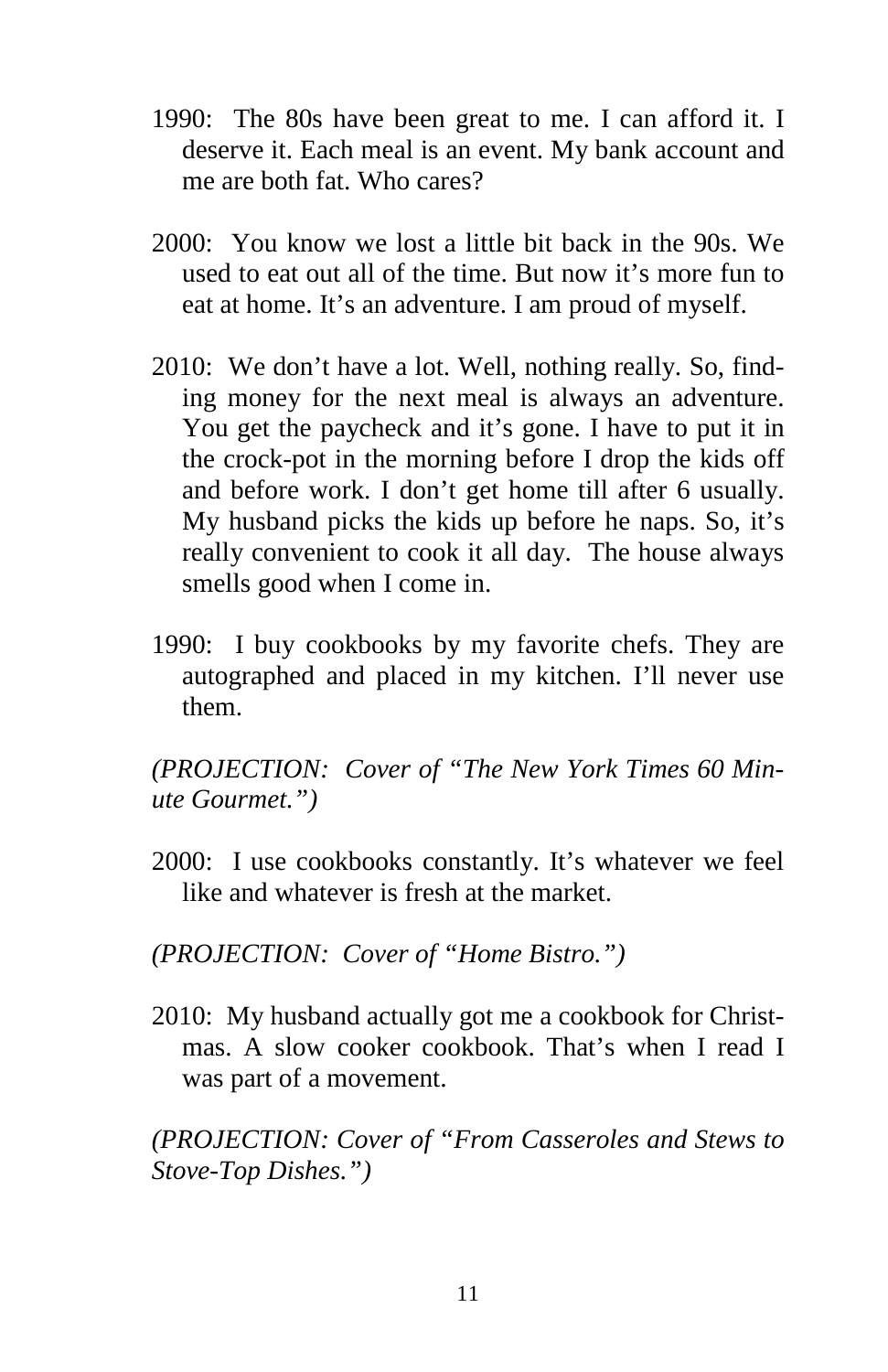1990: The 80s have been great to me. I can afford it. I deserve it. Each meal is an event. My bank account and me are both fat. Who cares?

2000: You know we lost a little bit back in the 90s. We used to eat out all of the time. But now it's more fun to eat at home. It's an adventure. I am proud of myself.

2010: We don't have a lot. Well, nothing really. So, finding money for the next meal is always an adventure. You get the paycheck and it's gone. I have to put it in the crock-pot in the morning before I drop the kids off and before work. I don't get home till after 6 usually. My husband picks the kids up before he naps. So, it's really convenient to cook it all day. The house always smells good when I come in.

1990: I buy cookbooks by my favorite chefs. They are autographed and placed in my kitchen. I'll never use them.

*(PROJECTION: Cover of "The New York Times 60 Minute Gourmet.")*

2000: I use cookbooks constantly. It's whatever we feel like and whatever is fresh at the market.

*(PROJECTION: Cover of "Home Bistro.")*

2010: My husband actually got me a cookbook for Christmas. A slow cooker cookbook. That's when I read I was part of a movement.

*(PROJECTION: Cover of "From Casseroles and Stews to Stove-Top Dishes.")*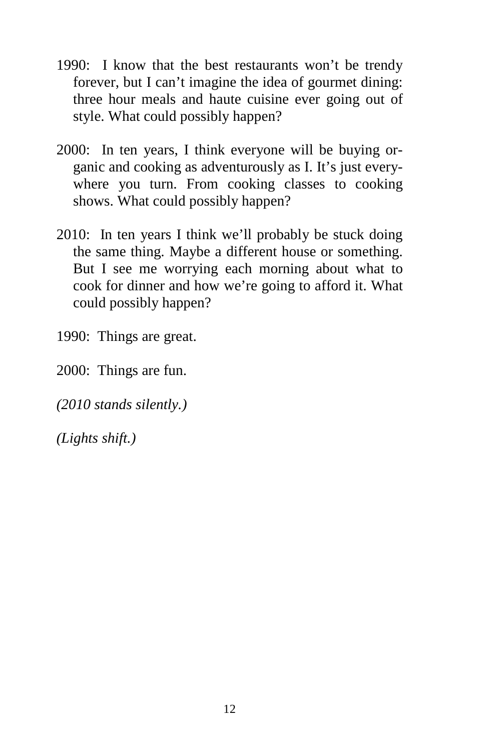1990: I know that the best restaurants won't be trendy forever, but I can't imagine the idea of gourmet dining: three hour meals and haute cuisine ever going out of style. What could possibly happen?

2000: In ten years, I think everyone will be buying organic and cooking as adventurously as I. It's just everywhere you turn. From cooking classes to cooking shows. What could possibly happen?

2010: In ten years I think we'll probably be stuck doing the same thing. Maybe a different house or something. But I see me worrying each morning about what to cook for dinner and how we're going to afford it. What could possibly happen?

1990: Things are great.

2000: Things are fun.

*(2010 stands silently.)*

*(Lights shift.)*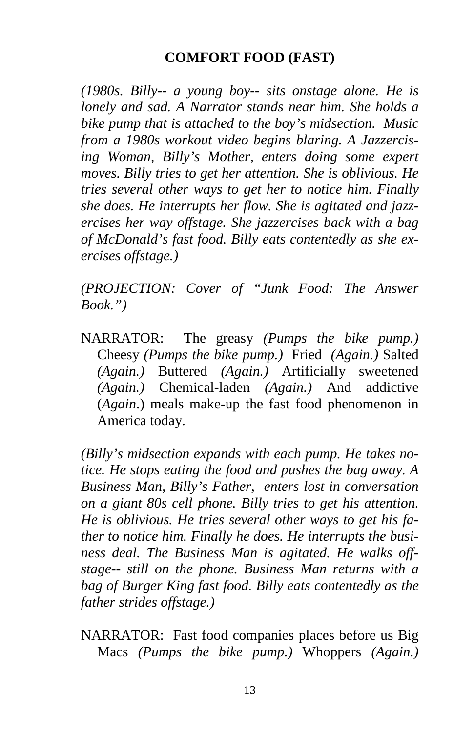## COMFORT FOOD (FAST)

*(1980s. Billy-- a young boy-- sits onstage alone. He is lonely and sad. A Narrator stands near him. She holds a bike pump that is attached to the boy's midsection. Music from a 1980s workout video begins blaring. A Jazzercising Woman, Billy's Mother, enters doing some expert moves. Billy tries to get her attention. She is oblivious. He tries several other ways to get her to notice him. Finally she does. He interrupts her flow. She is agitated and jazzercises her way offstage. She jazzercises back with a bag of McDonald's fast food. Billy eats contentedly as she exercises offstage.)*

*(PROJECTION: Cover of "Junk Food: The Answer Book.")*

NARRATOR: The greasy *(Pumps the bike pump.)* Cheesy *(Pumps the bike pump.)* Fried *(Again.)* Salted *(Again.)* Buttered *(Again.)* Artificially sweetened *(Again.)* Chemical-laden *(Again.)* And addictive (*Again*.) meals make-up the fast food phenomenon in America today.

*(Billy's midsection expands with each pump. He takes notice. He stops eating the food and pushes the bag away. A Business Man, Billy's Father, enters lost in conversation on a giant 80s cell phone. Billy tries to get his attention. He is oblivious. He tries several other ways to get his father to notice him. Finally he does. He interrupts the business deal. The Business Man is agitated. He walks offstage-- still on the phone. Business Man returns with a bag of Burger King fast food. Billy eats contentedly as the father strides offstage.)*

NARRATOR: Fast food companies places before us Big Macs *(Pumps the bike pump.)* Whoppers *(Again.)*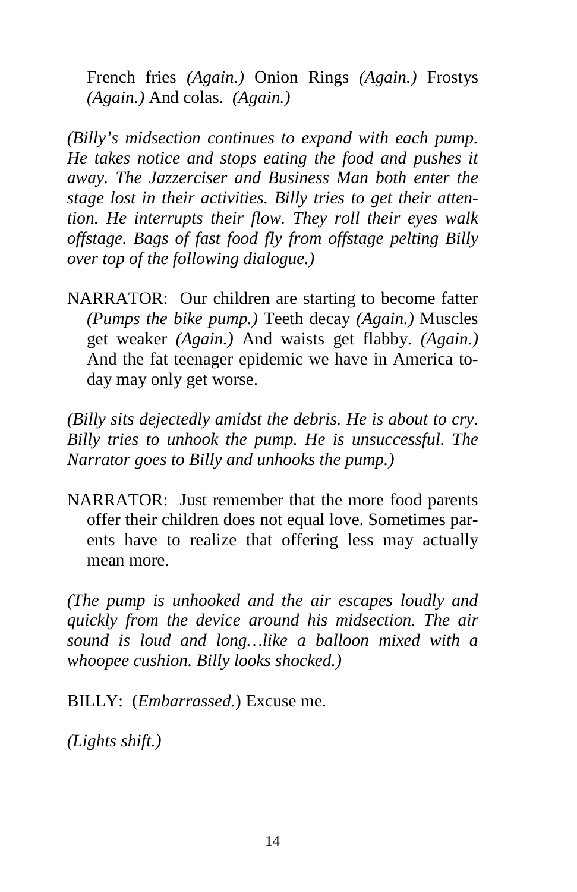French fries *(Again.)* Onion Rings *(Again.)* Frostys *(Again.)* And colas. *(Again.)*

*(Billy's midsection continues to expand with each pump. He takes notice and stops eating the food and pushes it away. The Jazzerciser and Business Man both enter the stage lost in their activities. Billy tries to get their attention. He interrupts their flow. They roll their eyes walk offstage. Bags of fast food fly from offstage pelting Billy over top of the following dialogue.)*

NARRATOR: Our children are starting to become fatter *(Pumps the bike pump.)* Teeth decay *(Again.)* Muscles get weaker *(Again.)* And waists get flabby. *(Again.)* And the fat teenager epidemic we have in America today may only get worse.

*(Billy sits dejectedly amidst the debris. He is about to cry. Billy tries to unhook the pump. He is unsuccessful. The Narrator goes to Billy and unhooks the pump.)*

NARRATOR: Just remember that the more food parents offer their children does not equal love. Sometimes parents have to realize that offering less may actually mean more.

*(The pump is unhooked and the air escapes loudly and quickly from the device around his midsection. The air sound is loud and long…like a balloon mixed with a whoopee cushion. Billy looks shocked.)*

BILLY: (*Embarrassed.*) Excuse me.

*(Lights shift.)*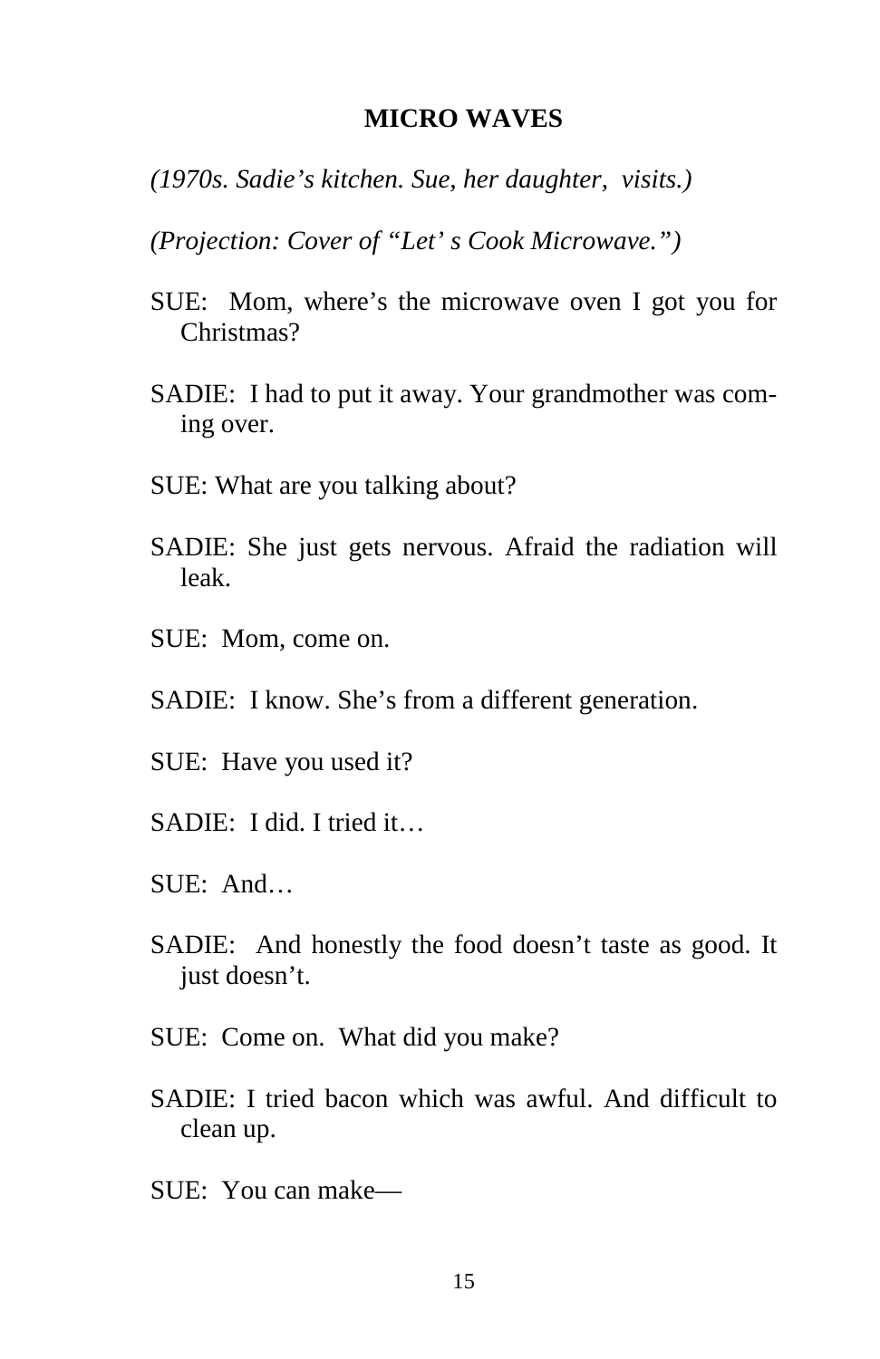## MICRO WAVES

*(1970s. Sadie's kitchen. Sue, her daughter, visits.)*

*(Projection: Cover of "Let' s Cook Microwave.")*

SUE: Mom, where's the microwave oven I got you for Christmas?

SADIE: I had to put it away. Your grandmother was coming over.

SUE: What are you talking about?

SADIE: She just gets nervous. Afraid the radiation will leak.

SUE: Mom, come on.

SADIE: I know. She's from a different generation.

SUE: Have you used it?

SADIE: I did. I tried it…

SUE: And…

SADIE: And honestly the food doesn't taste as good. It just doesn't.

SUE: Come on. What did you make?

SADIE: I tried bacon which was awful. And difficult to clean up.

SUE: You can make—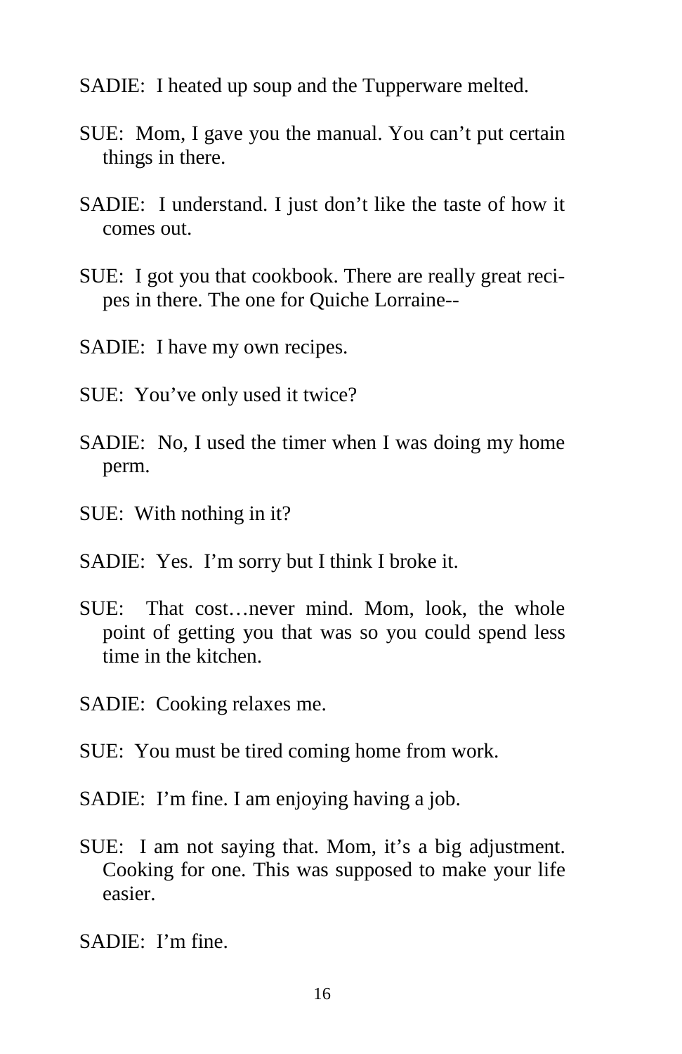SADIE: I heated up soup and the Tupperware melted.

SUE: Mom, I gave you the manual. You can't put certain things in there.

SADIE: I understand. I just don't like the taste of how it comes out.

SUE: I got you that cookbook. There are really great recipes in there. The one for Quiche Lorraine--

SADIE: I have my own recipes.

SUE: You've only used it twice?

SADIE: No, I used the timer when I was doing my home perm.

SUE: With nothing in it?

SADIE: Yes. I'm sorry but I think I broke it.

SUE: That cost…never mind. Mom, look, the whole point of getting you that was so you could spend less time in the kitchen.

SADIE: Cooking relaxes me.

SUE: You must be tired coming home from work.

SADIE: I'm fine. I am enjoying having a job.

SUE: I am not saying that. Mom, it's a big adjustment. Cooking for one. This was supposed to make your life easier.

SADIE: I'm fine.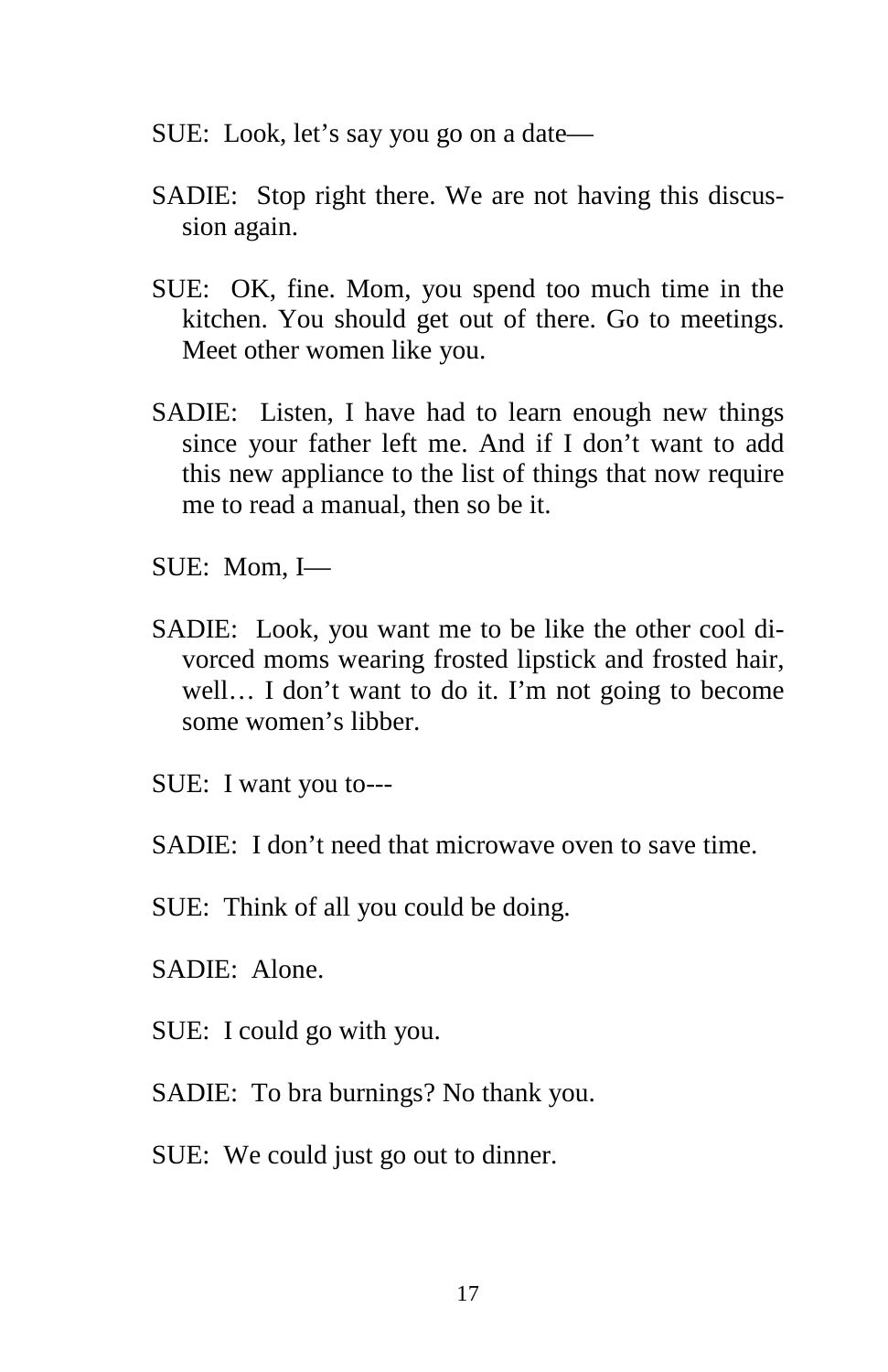SUE:  Look, let's say you go on a date—

SADIE:  Stop right there. We are not having this discussion again.

SUE:  OK, fine. Mom, you spend too much time in the kitchen. You should get out of there. Go to meetings. Meet other women like you.

SADIE:  Listen, I have had to learn enough new things since your father left me. And if I don't want to add this new appliance to the list of things that now require me to read a manual, then so be it.

SUE:  Mom, I—

SADIE:  Look, you want me to be like the other cool divorced moms wearing frosted lipstick and frosted hair, well… I don't want to do it. I'm not going to become some women's libber.

SUE:  I want you to---

SADIE:  I don't need that microwave oven to save time.

SUE:  Think of all you could be doing.

SADIE:  Alone.

SUE:  I could go with you.

SADIE:  To bra burnings? No thank you.

SUE:  We could just go out to dinner.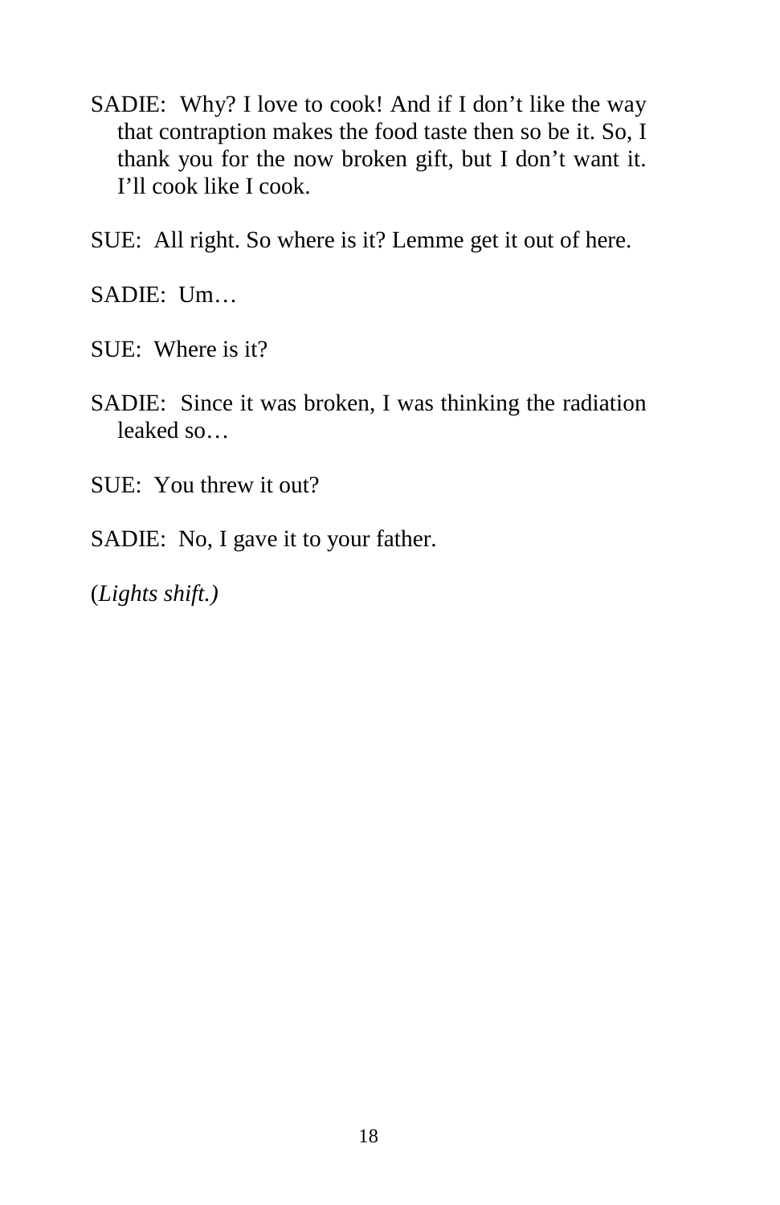SADIE: Why? I love to cook! And if I don’t like the way that contraption makes the food taste then so be it. So, I thank you for the now broken gift, but I don’t want it. I’ll cook like I cook.

SUE: All right. So where is it? Lemme get it out of here.

SADIE: Um…

SUE: Where is it?

SADIE: Since it was broken, I was thinking the radiation leaked so…

SUE: You threw it out?

SADIE: No, I gave it to your father.

(*Lights shift.)*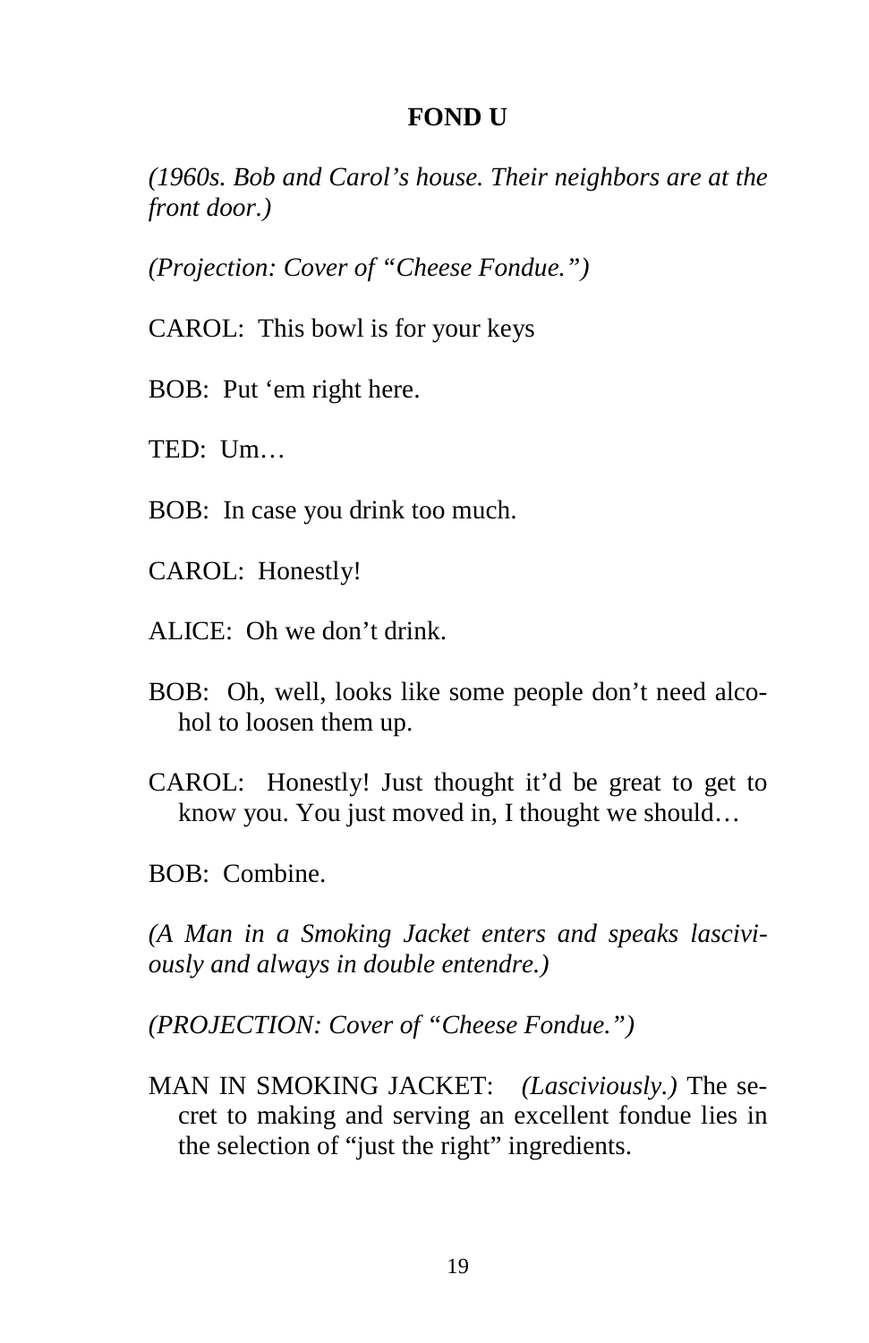**FOND U**

*(1960s. Bob and Carol's house. Their neighbors are at the front door.)*

*(Projection: Cover of "Cheese Fondue.")*

CAROL: This bowl is for your keys

BOB: Put 'em right here.

TED: Um…

BOB: In case you drink too much.

CAROL: Honestly!

ALICE: Oh we don't drink.

BOB: Oh, well, looks like some people don't need alcohol to loosen them up.

CAROL: Honestly! Just thought it'd be great to get to know you. You just moved in, I thought we should…

BOB: Combine.

*(A Man in a Smoking Jacket enters and speaks lasciviously and always in double entendre.)*

*(PROJECTION: Cover of "Cheese Fondue.")*

MAN IN SMOKING JACKET: *(Lasciviously.)* The secret to making and serving an excellent fondue lies in the selection of "just the right" ingredients.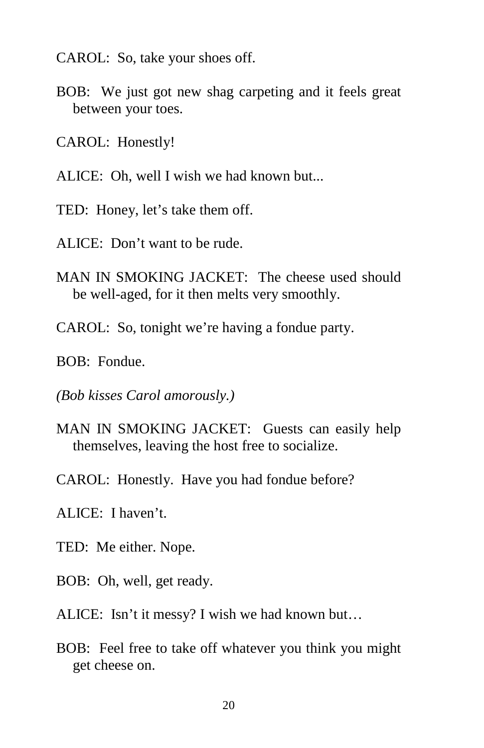CAROL: So, take your shoes off.

BOB: We just got new shag carpeting and it feels great between your toes.

CAROL: Honestly!

ALICE: Oh, well I wish we had known but...

TED: Honey, let's take them off.

ALICE: Don't want to be rude.

MAN IN SMOKING JACKET: The cheese used should be well-aged, for it then melts very smoothly.

CAROL: So, tonight we're having a fondue party.

BOB: Fondue.

*(Bob kisses Carol amorously.)*

MAN IN SMOKING JACKET: Guests can easily help themselves, leaving the host free to socialize.

CAROL: Honestly. Have you had fondue before?

ALICE: I haven't.

TED: Me either. Nope.

BOB: Oh, well, get ready.

ALICE: Isn't it messy? I wish we had known but…

BOB: Feel free to take off whatever you think you might get cheese on.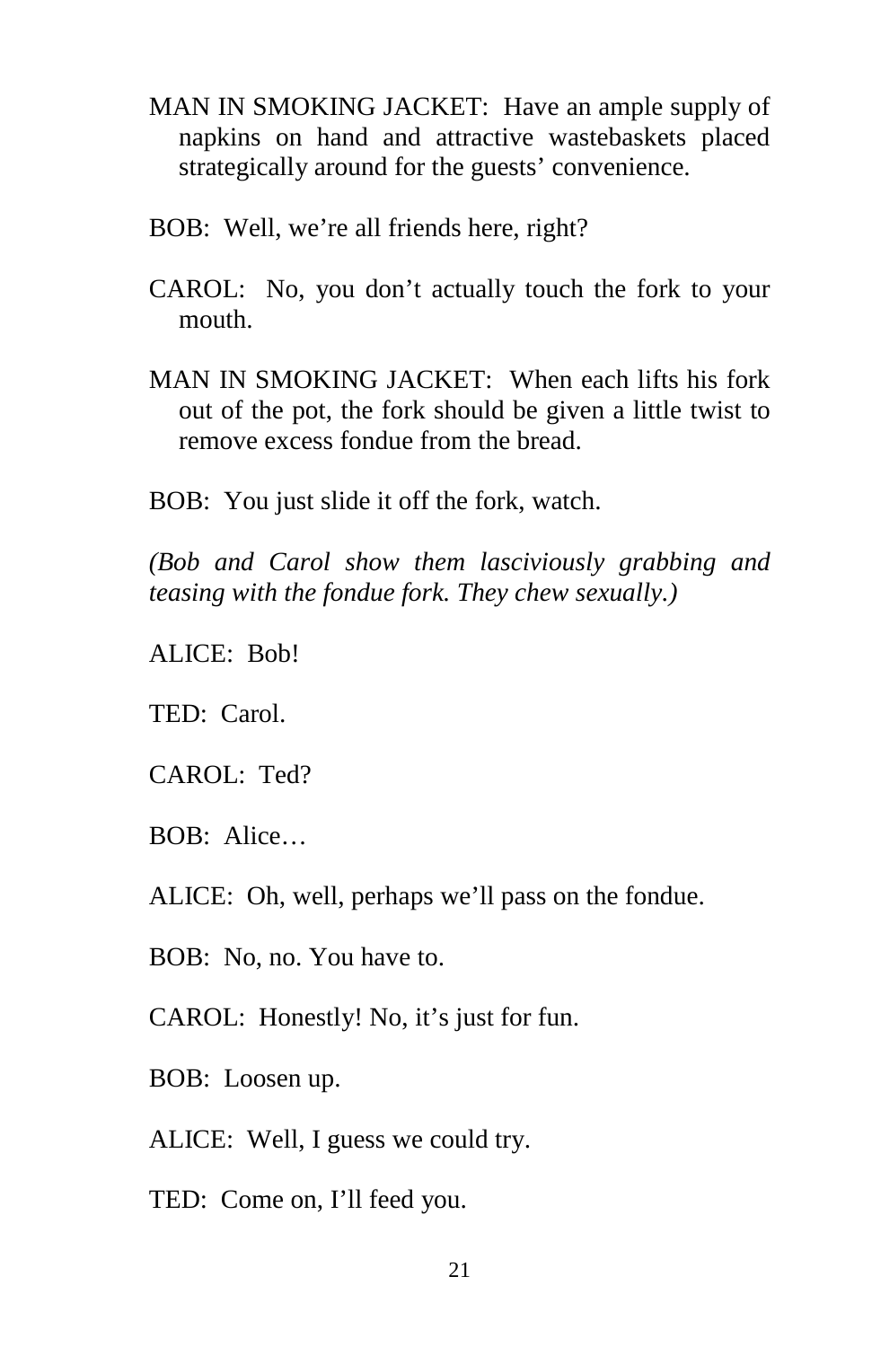MAN IN SMOKING JACKET: Have an ample supply of napkins on hand and attractive wastebaskets placed strategically around for the guests' convenience.

BOB: Well, we're all friends here, right?

CAROL: No, you don't actually touch the fork to your mouth.

MAN IN SMOKING JACKET: When each lifts his fork out of the pot, the fork should be given a little twist to remove excess fondue from the bread.

BOB: You just slide it off the fork, watch.

*(Bob and Carol show them lasciviously grabbing and teasing with the fondue fork. They chew sexually.)*

ALICE: Bob!

TED: Carol.

CAROL: Ted?

BOB: Alice…

ALICE: Oh, well, perhaps we'll pass on the fondue.

BOB: No, no. You have to.

CAROL: Honestly! No, it's just for fun.

BOB: Loosen up.

ALICE: Well, I guess we could try.

TED: Come on, I'll feed you.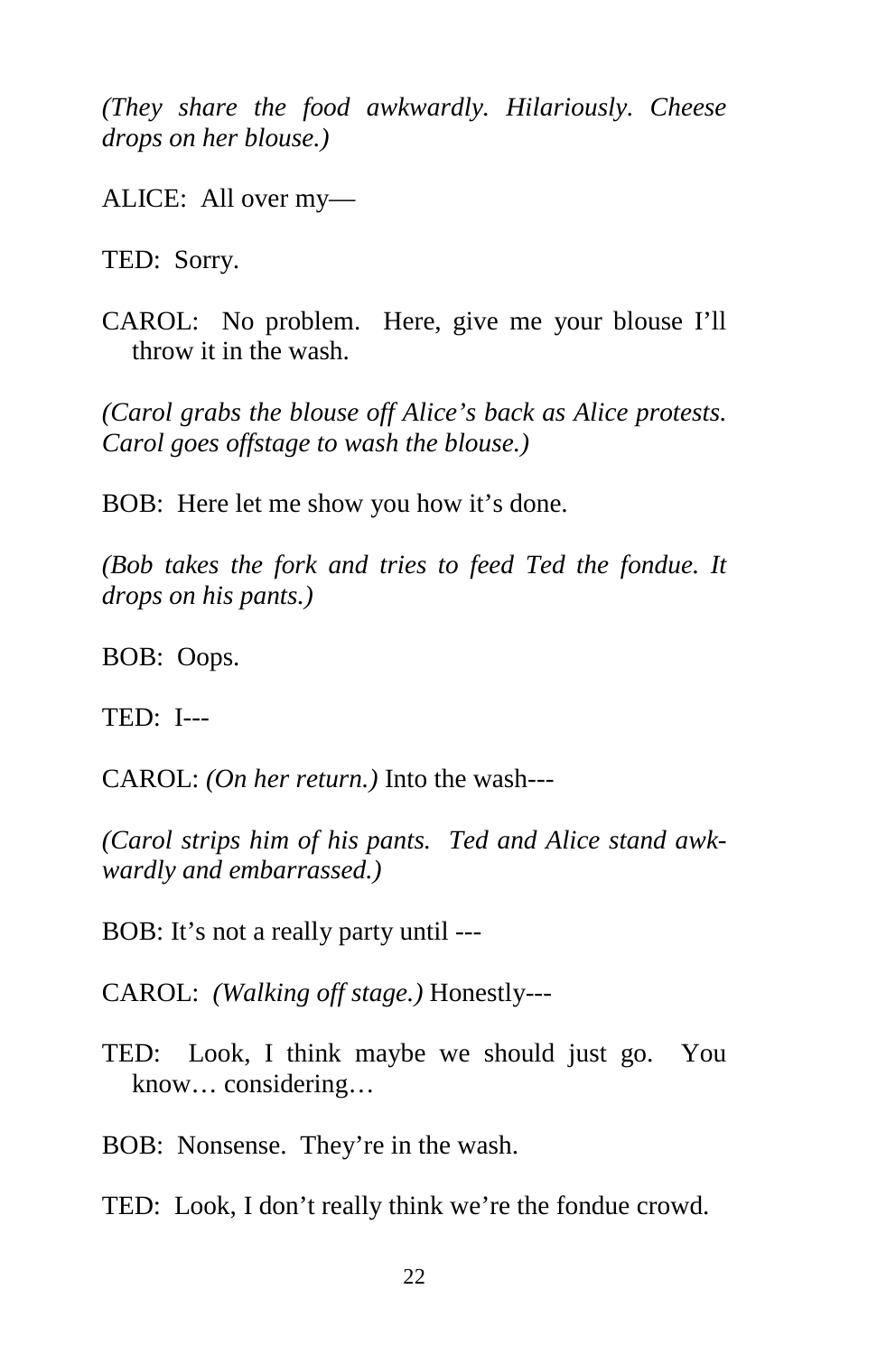*(They share the food awkwardly. Hilariously. Cheese drops on her blouse.)*

ALICE: All over my—

TED: Sorry.

CAROL: No problem. Here, give me your blouse I'll throw it in the wash.

*(Carol grabs the blouse off Alice's back as Alice protests. Carol goes offstage to wash the blouse.)*

BOB: Here let me show you how it's done.

*(Bob takes the fork and tries to feed Ted the fondue. It drops on his pants.)*

BOB: Oops.

TED: I---

CAROL: *(On her return.)* Into the wash---

*(Carol strips him of his pants. Ted and Alice stand awkwardly and embarrassed.)*

BOB: It's not a really party until ---

CAROL: *(Walking off stage.)* Honestly---

TED: Look, I think maybe we should just go. You know… considering…

BOB: Nonsense. They're in the wash.

TED: Look, I don't really think we're the fondue crowd.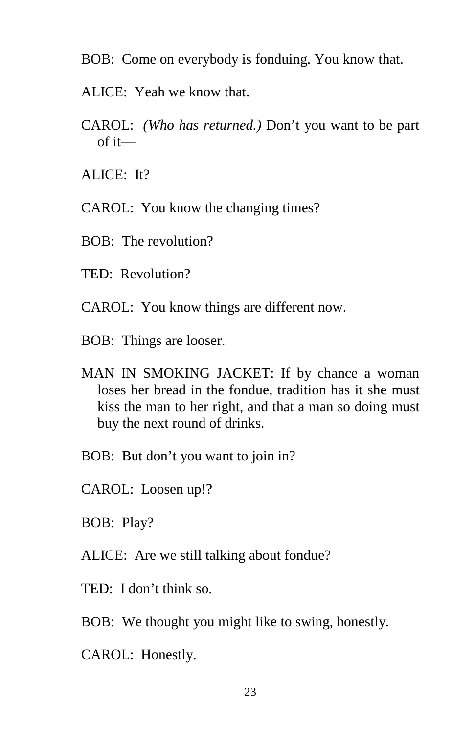BOB: Come on everybody is fonduing. You know that.

ALICE: Yeah we know that.

CAROL: *(Who has returned.)* Don't you want to be part of it—

ALICE: It?

CAROL: You know the changing times?

BOB: The revolution?

TED: Revolution?

CAROL: You know things are different now.

BOB: Things are looser.

MAN IN SMOKING JACKET: If by chance a woman loses her bread in the fondue, tradition has it she must kiss the man to her right, and that a man so doing must buy the next round of drinks.

BOB: But don't you want to join in?

CAROL: Loosen up!?

BOB: Play?

ALICE: Are we still talking about fondue?

TED: I don't think so.

BOB: We thought you might like to swing, honestly.

CAROL: Honestly.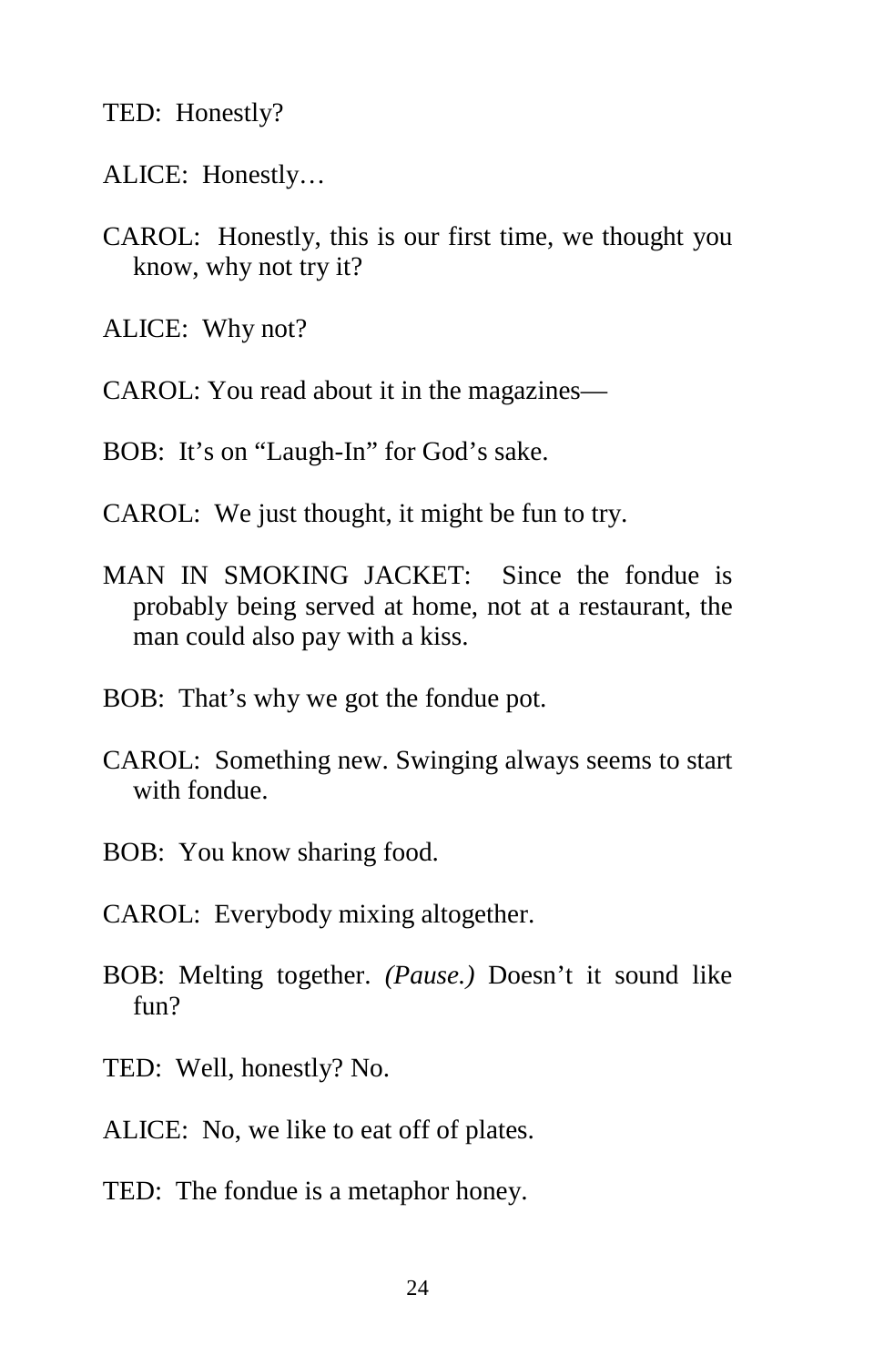TED: Honestly?

ALICE: Honestly…

CAROL: Honestly, this is our first time, we thought you know, why not try it?

ALICE: Why not?

CAROL: You read about it in the magazines—

BOB: It's on "Laugh-In" for God's sake.

CAROL: We just thought, it might be fun to try.

MAN IN SMOKING JACKET: Since the fondue is probably being served at home, not at a restaurant, the man could also pay with a kiss.

BOB: That's why we got the fondue pot.

CAROL: Something new. Swinging always seems to start with fondue.

BOB: You know sharing food.

CAROL: Everybody mixing altogether.

BOB: Melting together. *(Pause.)* Doesn't it sound like fun?

TED: Well, honestly? No.

ALICE: No, we like to eat off of plates.

TED: The fondue is a metaphor honey.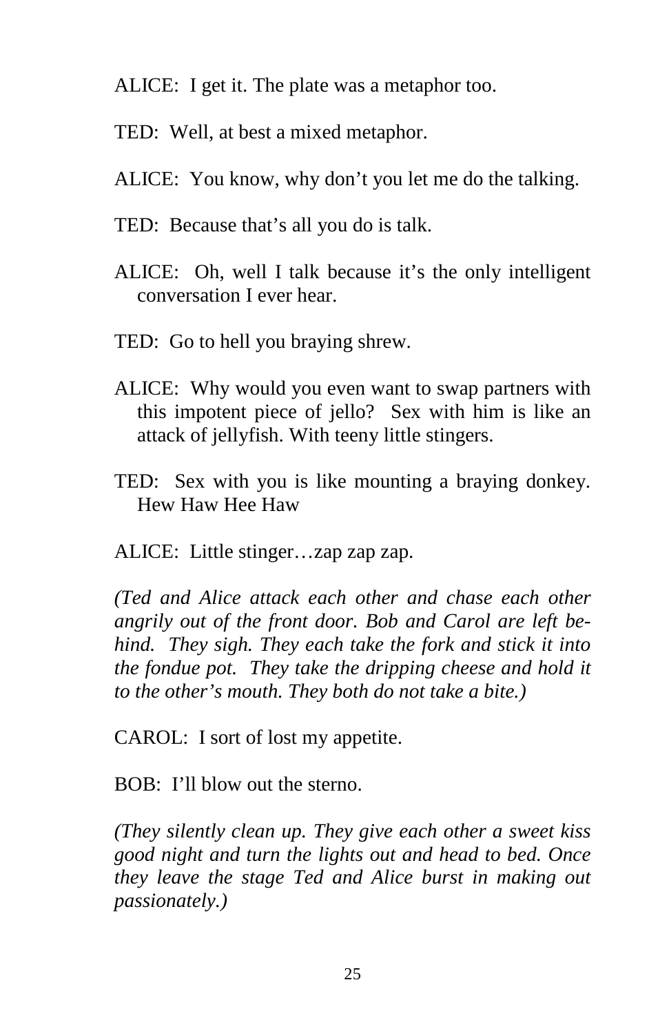ALICE: I get it. The plate was a metaphor too.

TED: Well, at best a mixed metaphor.

ALICE: You know, why don't you let me do the talking.

TED: Because that's all you do is talk.

ALICE: Oh, well I talk because it's the only intelligent conversation I ever hear.

TED: Go to hell you braying shrew.

ALICE: Why would you even want to swap partners with this impotent piece of jello? Sex with him is like an attack of jellyfish. With teeny little stingers.

TED: Sex with you is like mounting a braying donkey. Hew Haw Hee Haw

ALICE: Little stinger…zap zap zap.

*(Ted and Alice attack each other and chase each other angrily out of the front door. Bob and Carol are left behind. They sigh. They each take the fork and stick it into the fondue pot. They take the dripping cheese and hold it to the other's mouth. They both do not take a bite.)*

CAROL: I sort of lost my appetite.

BOB: I'll blow out the sterno.

*(They silently clean up. They give each other a sweet kiss good night and turn the lights out and head to bed. Once they leave the stage Ted and Alice burst in making out passionately.)*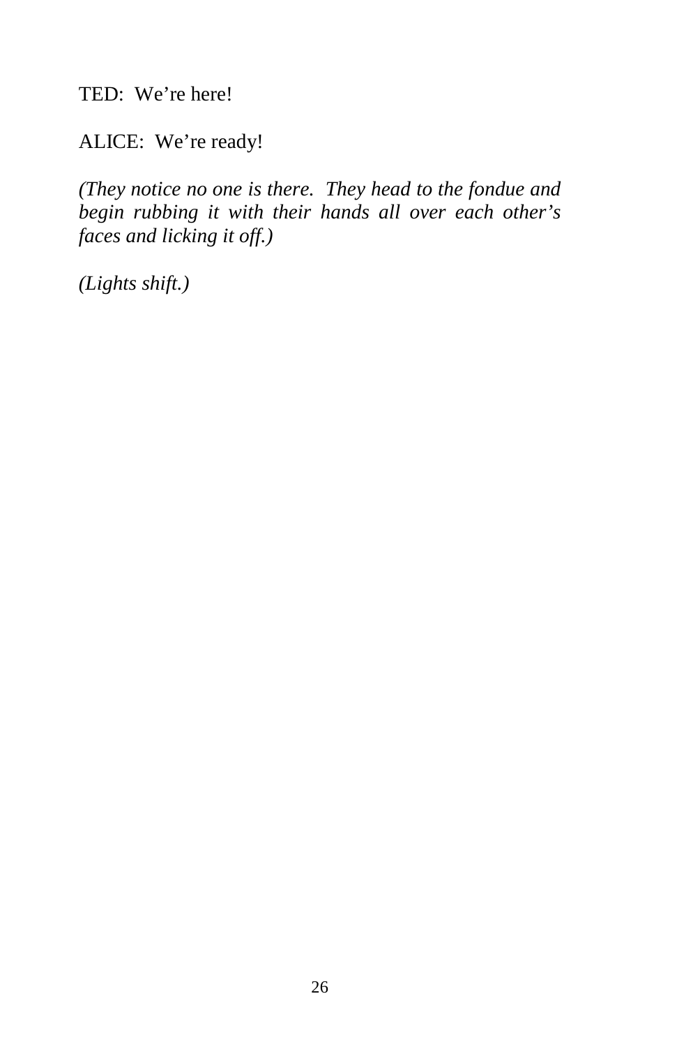TED:  We're here!

ALICE:  We're ready!

*(They notice no one is there.  They head to the fondue and begin rubbing it with their hands all over each other's faces and licking it off.)*

*(Lights shift.)*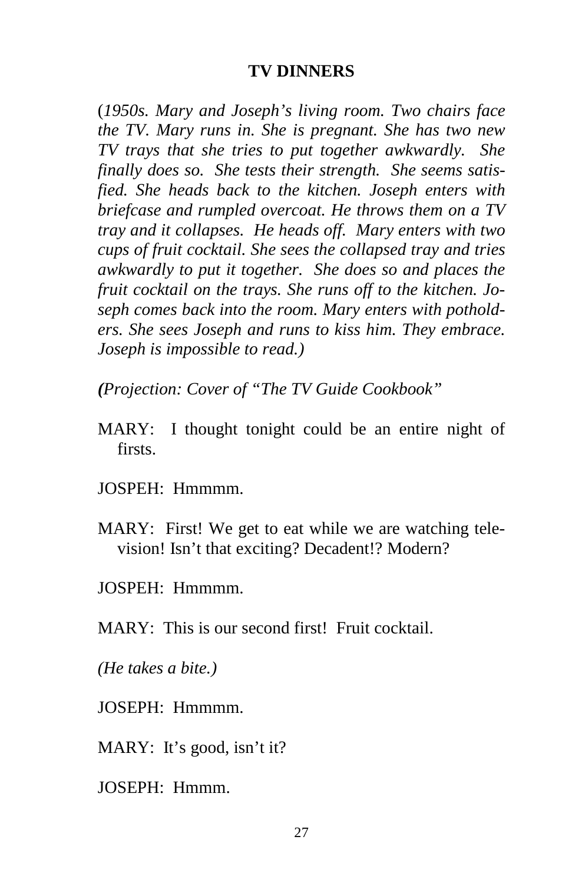**TV DINNERS**

(*1950s. Mary and Joseph's living room. Two chairs face the TV. Mary runs in. She is pregnant. She has two new TV trays that she tries to put together awkwardly. She finally does so. She tests their strength. She seems satisfied. She heads back to the kitchen. Joseph enters with briefcase and rumpled overcoat. He throws them on a TV tray and it collapses. He heads off. Mary enters with two cups of fruit cocktail. She sees the collapsed tray and tries awkwardly to put it together. She does so and places the fruit cocktail on the trays. She runs off to the kitchen. Joseph comes back into the room. Mary enters with potholders. She sees Joseph and runs to kiss him. They embrace. Joseph is impossible to read.)*

***(****Projection: Cover of "The TV Guide Cookbook"*

MARY: I thought tonight could be an entire night of firsts.

JOSPEH: Hmmmm.

MARY: First! We get to eat while we are watching television! Isn't that exciting? Decadent!? Modern?

JOSPEH: Hmmmm.

MARY: This is our second first! Fruit cocktail.

*(He takes a bite.)*

JOSEPH: Hmmmm.

MARY: It's good, isn't it?

JOSEPH: Hmmm.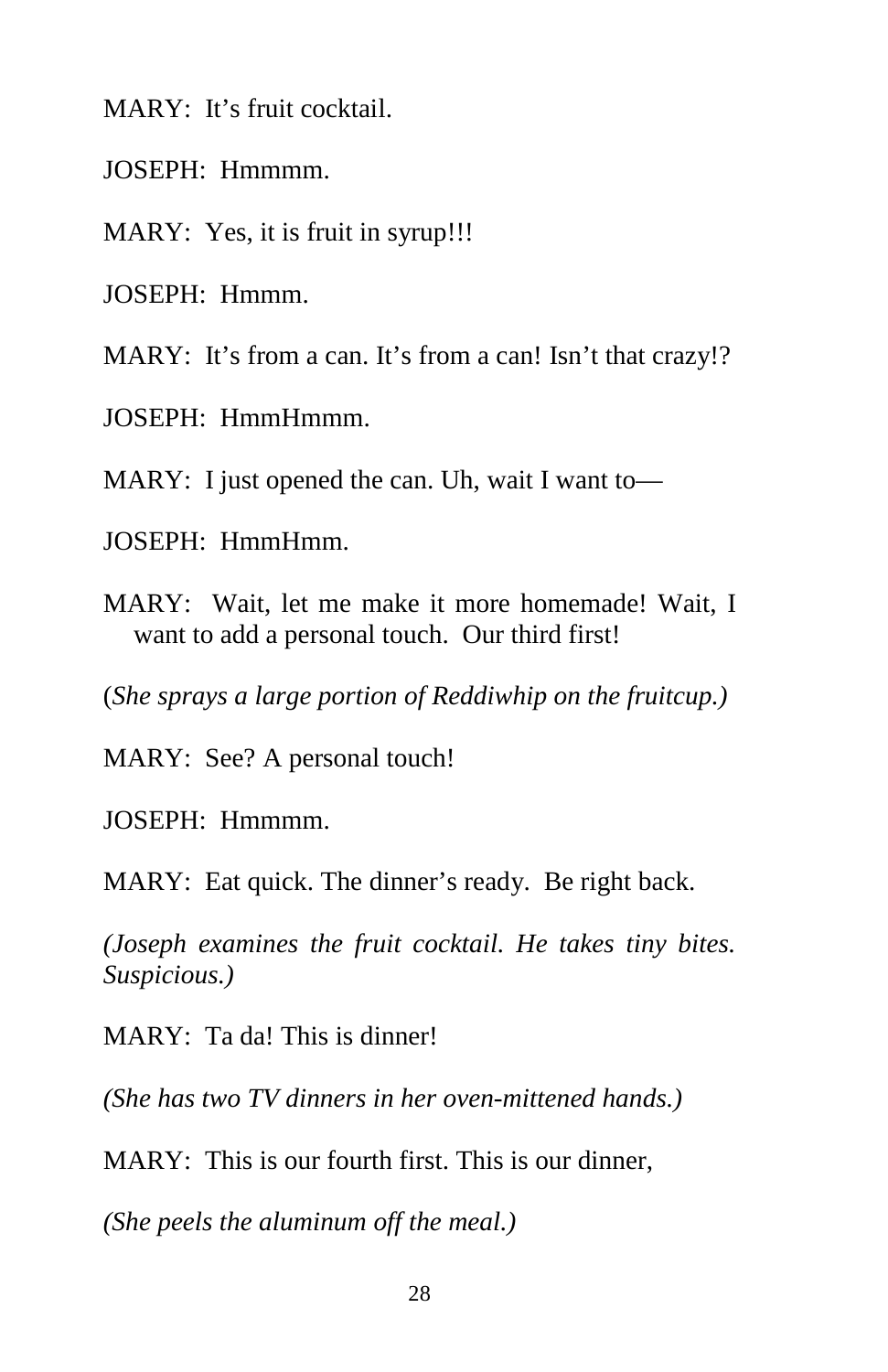MARY: It's fruit cocktail.

JOSEPH: Hmmmm.

MARY: Yes, it is fruit in syrup!!!

JOSEPH: Hmmm.

MARY: It's from a can. It's from a can! Isn't that crazy!?

JOSEPH: HmmHmmm.

MARY: I just opened the can. Uh, wait I want to—

JOSEPH: HmmHmm.

MARY: Wait, let me make it more homemade! Wait, I want to add a personal touch. Our third first!

(*She sprays a large portion of Reddiwhip on the fruitcup.)*

MARY: See? A personal touch!

JOSEPH: Hmmmm.

MARY: Eat quick. The dinner's ready. Be right back.

*(Joseph examines the fruit cocktail. He takes tiny bites. Suspicious.)*

MARY: Ta da! This is dinner!

*(She has two TV dinners in her oven-mittened hands.)*

MARY: This is our fourth first. This is our dinner,

*(She peels the aluminum off the meal.)*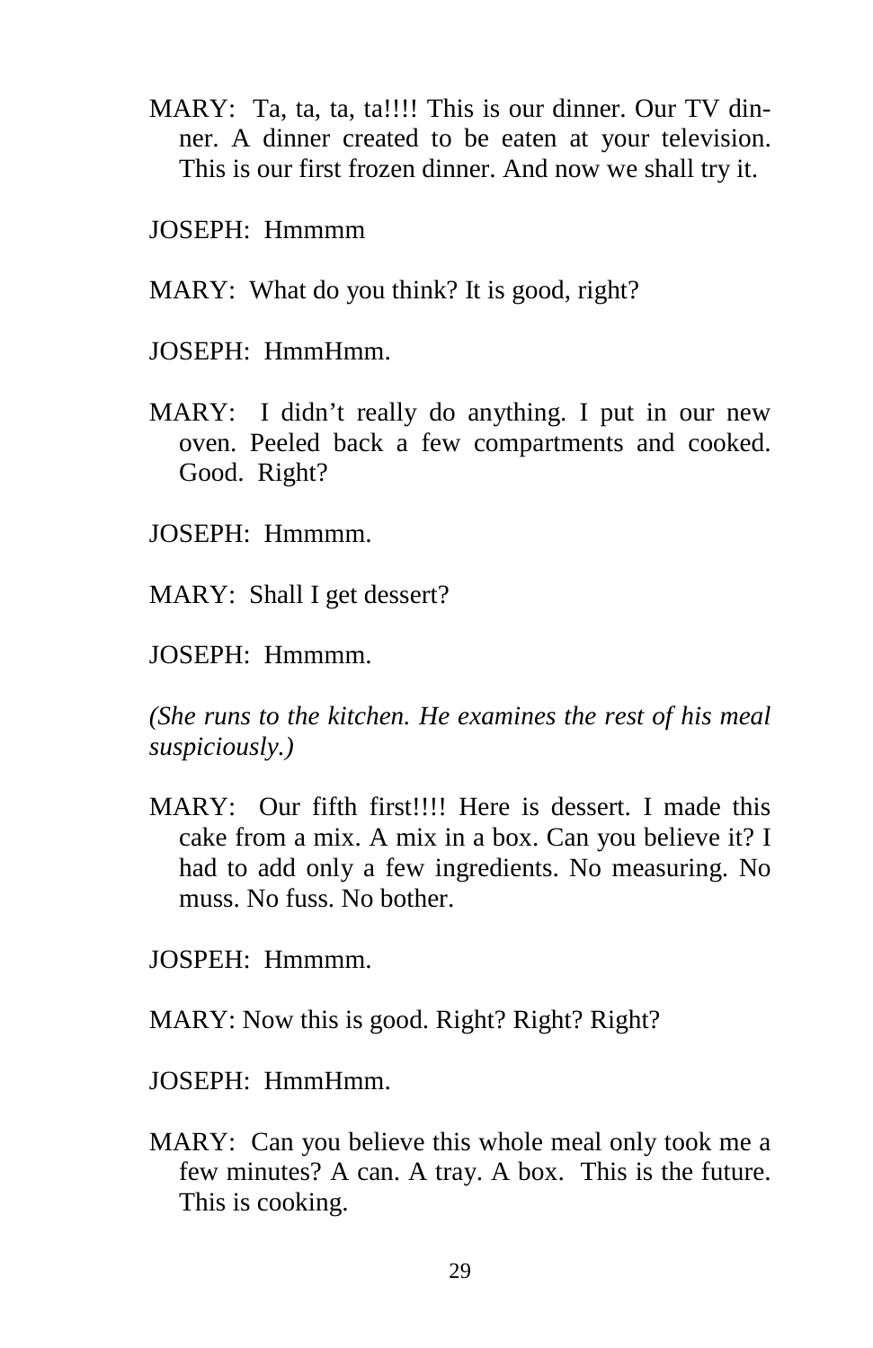MARY: Ta, ta, ta, ta!!!! This is our dinner. Our TV dinner. A dinner created to be eaten at your television. This is our first frozen dinner. And now we shall try it.

JOSEPH: Hmmmm

MARY: What do you think? It is good, right?

JOSEPH: HmmHmm.

MARY: I didn't really do anything. I put in our new oven. Peeled back a few compartments and cooked. Good. Right?

JOSEPH: Hmmmm.

MARY: Shall I get dessert?

JOSEPH: Hmmmm.

*(She runs to the kitchen. He examines the rest of his meal suspiciously.)*

MARY: Our fifth first!!!! Here is dessert. I made this cake from a mix. A mix in a box. Can you believe it? I had to add only a few ingredients. No measuring. No muss. No fuss. No bother.

JOSPEH: Hmmmm.

MARY: Now this is good. Right? Right? Right?

JOSEPH: HmmHmm.

MARY: Can you believe this whole meal only took me a few minutes? A can. A tray. A box. This is the future. This is cooking.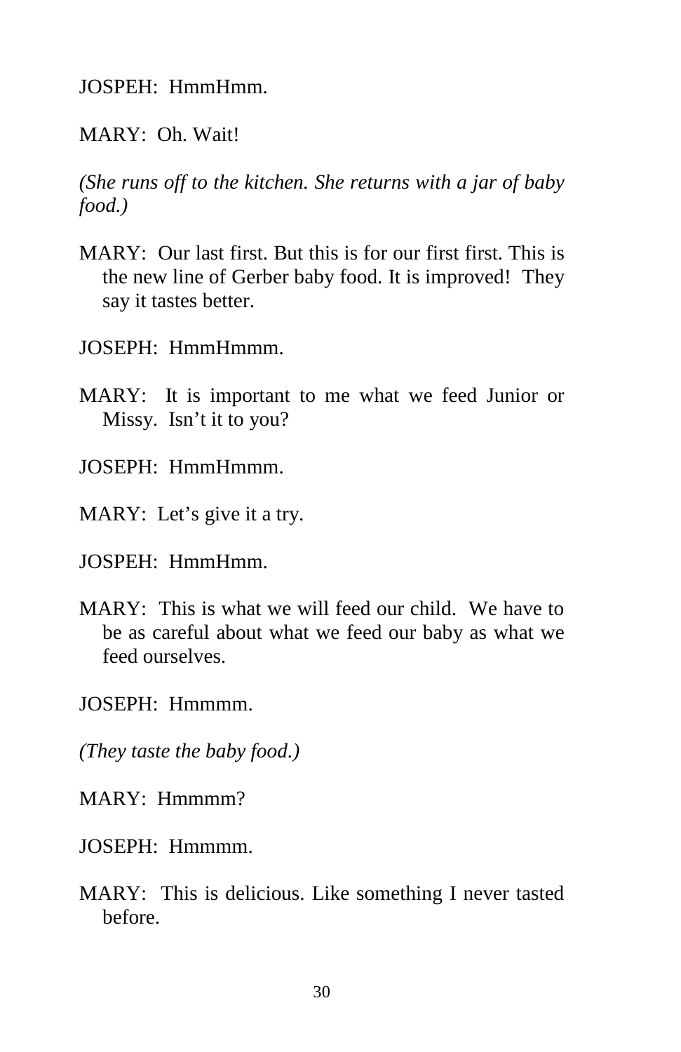JOSPEH: HmmHmm.

MARY: Oh. Wait!

*(She runs off to the kitchen. She returns with a jar of baby food.)*

MARY: Our last first. But this is for our first first. This is the new line of Gerber baby food. It is improved! They say it tastes better.

JOSEPH: HmmHmmm.

MARY: It is important to me what we feed Junior or Missy. Isn't it to you?

JOSEPH: HmmHmmm.

MARY: Let's give it a try.

JOSPEH: HmmHmm.

MARY: This is what we will feed our child. We have to be as careful about what we feed our baby as what we feed ourselves.

JOSEPH: Hmmmm.

*(They taste the baby food.)*

MARY: Hmmmm?

JOSEPH: Hmmmm.

MARY: This is delicious. Like something I never tasted before.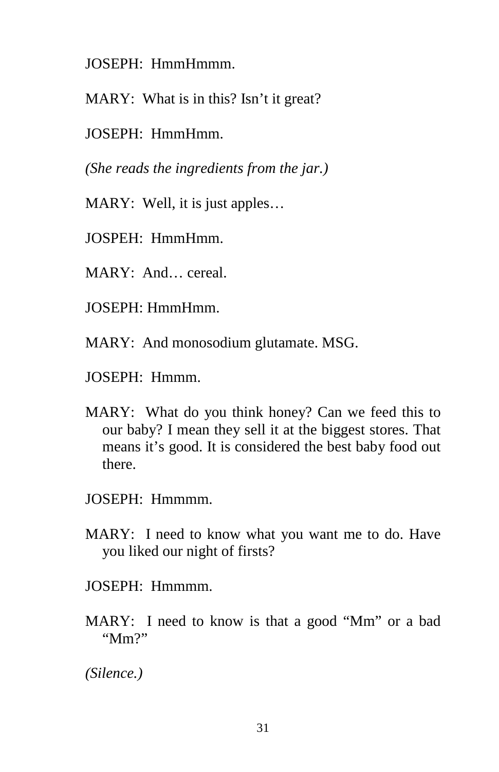JOSEPH:  HmmHmmm.

MARY:  What is in this? Isn't it great?

JOSEPH:  HmmHmm.

*(She reads the ingredients from the jar.)*

MARY:  Well, it is just apples…

JOSPEH:  HmmHmm.

MARY:  And… cereal.

JOSEPH: HmmHmm.

MARY:  And monosodium glutamate. MSG.

JOSEPH:  Hmmm.

MARY:  What do you think honey? Can we feed this to our baby? I mean they sell it at the biggest stores. That means it's good. It is considered the best baby food out there.

JOSEPH:  Hmmmm.

MARY:  I need to know what you want me to do. Have you liked our night of firsts?

JOSEPH:  Hmmmm.

MARY:  I need to know is that a good "Mm" or a bad "Mm?"

*(Silence.)*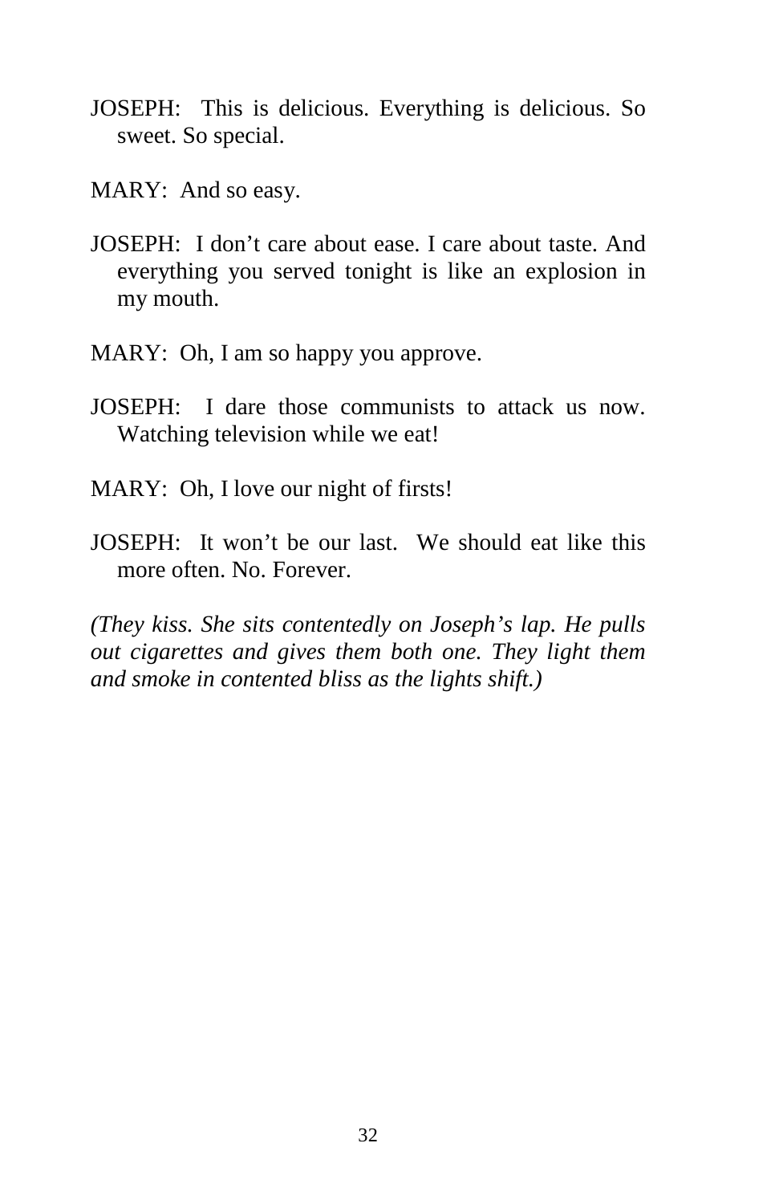JOSEPH:  This is delicious. Everything is delicious. So sweet. So special.

MARY:  And so easy.

JOSEPH:  I don't care about ease. I care about taste. And everything you served tonight is like an explosion in my mouth.

MARY:  Oh, I am so happy you approve.

JOSEPH:  I dare those communists to attack us now. Watching television while we eat!

MARY:  Oh, I love our night of firsts!

JOSEPH:  It won't be our last.  We should eat like this more often. No. Forever.

*(They kiss. She sits contentedly on Joseph's lap. He pulls out cigarettes and gives them both one. They light them and smoke in contented bliss as the lights shift.)*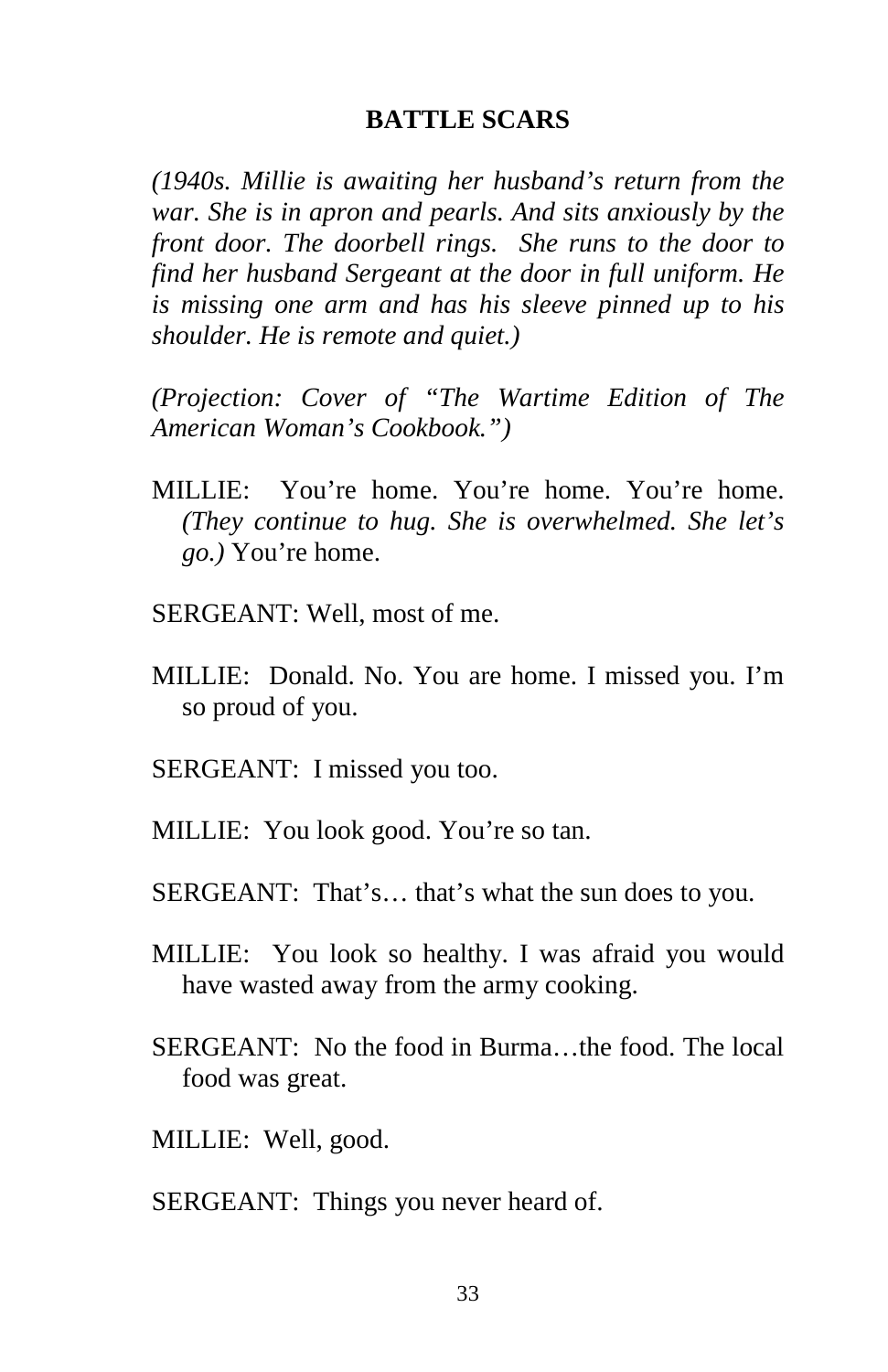## BATTLE SCARS

*(1940s. Millie is awaiting her husband's return from the war. She is in apron and pearls. And sits anxiously by the front door. The doorbell rings. She runs to the door to find her husband Sergeant at the door in full uniform. He is missing one arm and has his sleeve pinned up to his shoulder. He is remote and quiet.)*

*(Projection: Cover of "The Wartime Edition of The American Woman's Cookbook.")*

MILLIE: You're home. You're home. You're home. *(They continue to hug. She is overwhelmed. She let's go.)* You're home.

SERGEANT: Well, most of me.

MILLIE: Donald. No. You are home. I missed you. I'm so proud of you.

SERGEANT: I missed you too.

MILLIE: You look good. You're so tan.

SERGEANT: That's… that's what the sun does to you.

MILLIE: You look so healthy. I was afraid you would have wasted away from the army cooking.

SERGEANT: No the food in Burma…the food. The local food was great.

MILLIE: Well, good.

SERGEANT: Things you never heard of.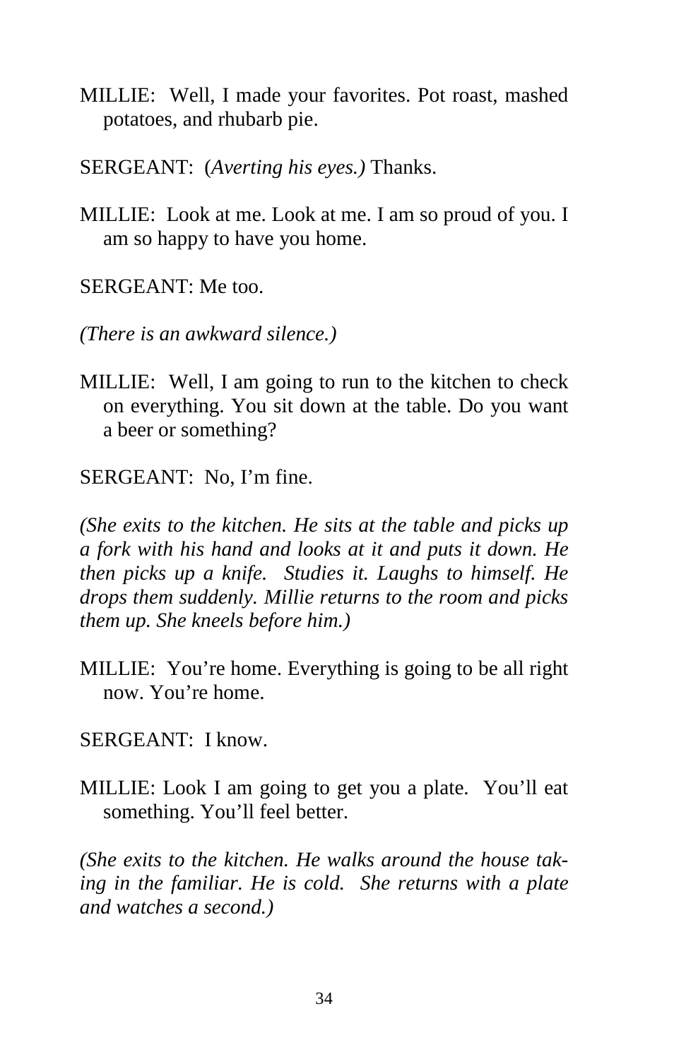MILLIE: Well, I made your favorites. Pot roast, mashed potatoes, and rhubarb pie.

SERGEANT: (*Averting his eyes.)* Thanks.

MILLIE: Look at me. Look at me. I am so proud of you. I am so happy to have you home.

SERGEANT: Me too.

*(There is an awkward silence.)*

MILLIE: Well, I am going to run to the kitchen to check on everything. You sit down at the table. Do you want a beer or something?

SERGEANT: No, I'm fine.

*(She exits to the kitchen. He sits at the table and picks up a fork with his hand and looks at it and puts it down. He then picks up a knife. Studies it. Laughs to himself. He drops them suddenly. Millie returns to the room and picks them up. She kneels before him.)*

MILLIE: You're home. Everything is going to be all right now. You're home.

SERGEANT: I know.

MILLIE: Look I am going to get you a plate. You'll eat something. You'll feel better.

*(She exits to the kitchen. He walks around the house taking in the familiar. He is cold. She returns with a plate and watches a second.)*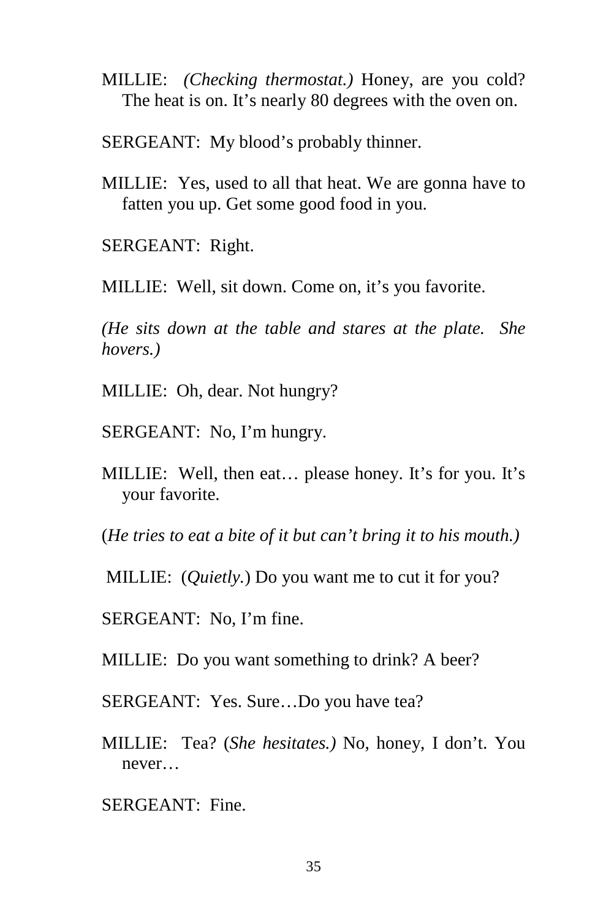MILLIE: *(Checking thermostat.)* Honey, are you cold? The heat is on. It's nearly 80 degrees with the oven on.

SERGEANT: My blood's probably thinner.

MILLIE: Yes, used to all that heat. We are gonna have to fatten you up. Get some good food in you.

SERGEANT: Right.

MILLIE: Well, sit down. Come on, it's you favorite.

*(He sits down at the table and stares at the plate. She hovers.)*

MILLIE: Oh, dear. Not hungry?

SERGEANT: No, I'm hungry.

MILLIE: Well, then eat… please honey. It's for you. It's your favorite.

(*He tries to eat a bite of it but can't bring it to his mouth.)*

MILLIE: (*Quietly.*) Do you want me to cut it for you?

SERGEANT: No, I'm fine.

MILLIE: Do you want something to drink? A beer?

SERGEANT: Yes. Sure…Do you have tea?

MILLIE: Tea? (*She hesitates.)* No, honey, I don't. You never…

SERGEANT: Fine.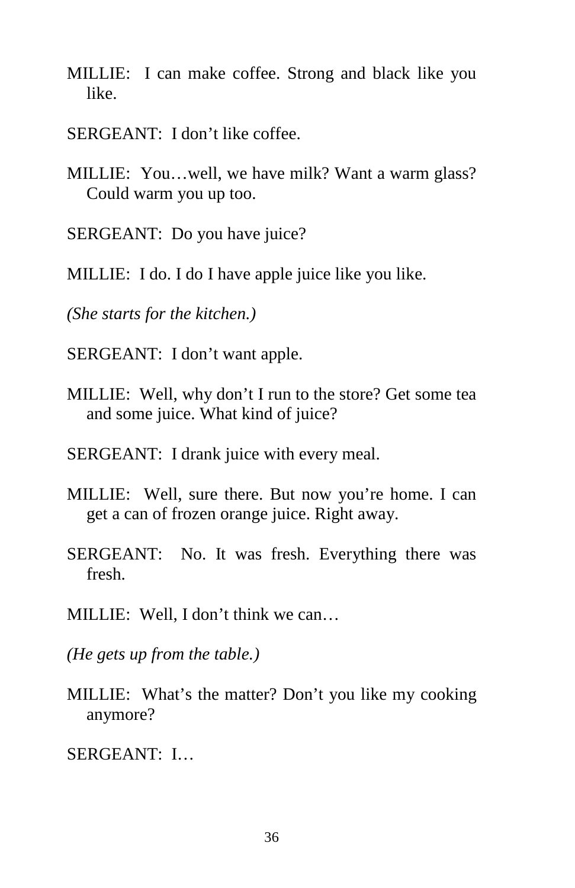MILLIE: I can make coffee. Strong and black like you like.

SERGEANT: I don't like coffee.

MILLIE: You…well, we have milk? Want a warm glass? Could warm you up too.

SERGEANT: Do you have juice?

MILLIE: I do. I do I have apple juice like you like.

*(She starts for the kitchen.)*

SERGEANT: I don't want apple.

MILLIE: Well, why don't I run to the store? Get some tea and some juice. What kind of juice?

SERGEANT: I drank juice with every meal.

MILLIE: Well, sure there. But now you're home. I can get a can of frozen orange juice. Right away.

SERGEANT: No. It was fresh. Everything there was fresh.

MILLIE: Well, I don't think we can…

*(He gets up from the table.)*

MILLIE: What's the matter? Don't you like my cooking anymore?

SERGEANT: I…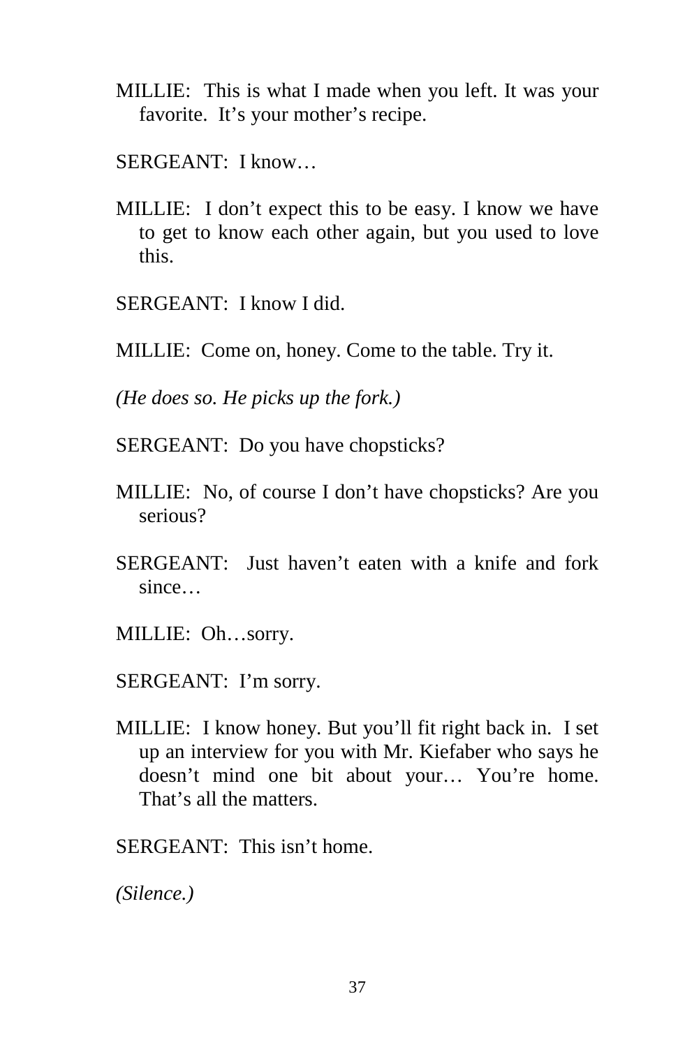MILLIE:  This is what I made when you left. It was your favorite.  It's your mother's recipe.

SERGEANT:  I know…

MILLIE:  I don't expect this to be easy. I know we have to get to know each other again, but you used to love this.

SERGEANT:  I know I did.

MILLIE:  Come on, honey. Come to the table. Try it.

*(He does so. He picks up the fork.)*

SERGEANT:  Do you have chopsticks?

MILLIE:  No, of course I don't have chopsticks? Are you serious?

SERGEANT:  Just haven't eaten with a knife and fork since…

MILLIE:  Oh…sorry.

SERGEANT:  I'm sorry.

MILLIE:  I know honey. But you'll fit right back in.  I set up an interview for you with Mr. Kiefaber who says he doesn't mind one bit about your… You're home. That's all the matters.

SERGEANT:  This isn't home.

*(Silence.)*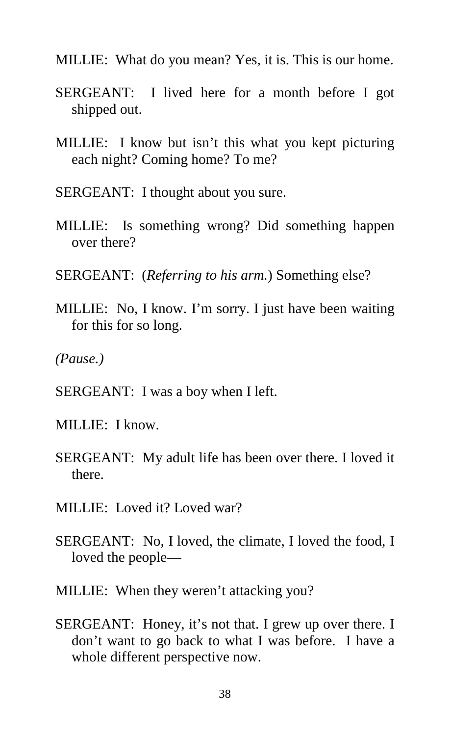MILLIE: What do you mean? Yes, it is. This is our home.

SERGEANT: I lived here for a month before I got shipped out.

MILLIE: I know but isn't this what you kept picturing each night? Coming home? To me?

SERGEANT: I thought about you sure.

MILLIE: Is something wrong? Did something happen over there?

SERGEANT: (*Referring to his arm.*) Something else?

MILLIE: No, I know. I'm sorry. I just have been waiting for this for so long.

*(Pause.)*

SERGEANT: I was a boy when I left.

MILLIE: I know.

SERGEANT: My adult life has been over there. I loved it there.

MILLIE: Loved it? Loved war?

SERGEANT: No, I loved, the climate, I loved the food, I loved the people—

MILLIE: When they weren't attacking you?

SERGEANT: Honey, it's not that. I grew up over there. I don't want to go back to what I was before. I have a whole different perspective now.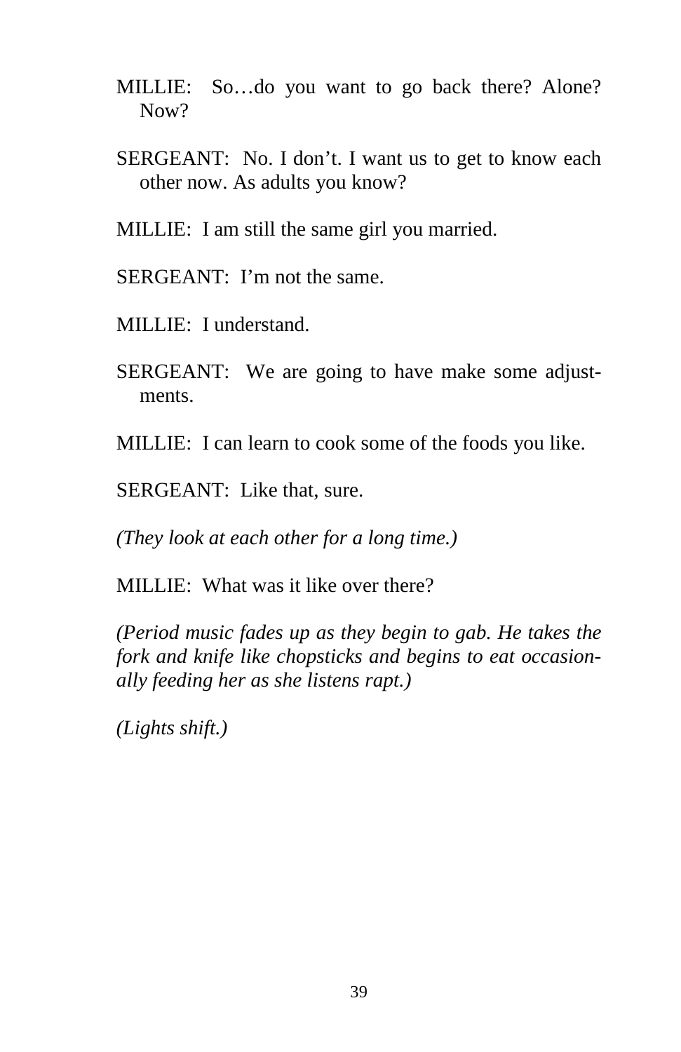MILLIE: So…do you want to go back there? Alone? Now?

SERGEANT: No. I don't. I want us to get to know each other now. As adults you know?

MILLIE: I am still the same girl you married.

SERGEANT: I'm not the same.

MILLIE: I understand.

SERGEANT: We are going to have make some adjustments.

MILLIE: I can learn to cook some of the foods you like.

SERGEANT: Like that, sure.

*(They look at each other for a long time.)*

MILLIE: What was it like over there?

*(Period music fades up as they begin to gab. He takes the fork and knife like chopsticks and begins to eat occasionally feeding her as she listens rapt.)*

*(Lights shift.)*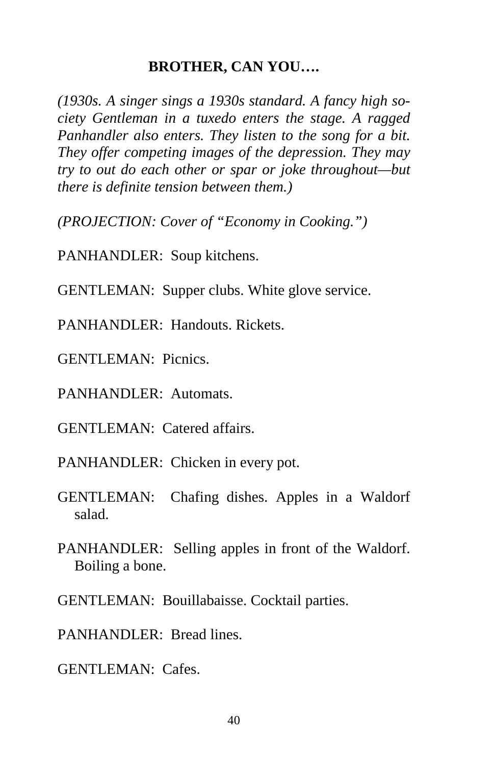## BROTHER, CAN YOU….

*(1930s. A singer sings a 1930s standard. A fancy high society Gentleman in a tuxedo enters the stage. A ragged Panhandler also enters. They listen to the song for a bit. They offer competing images of the depression. They may try to out do each other or spar or joke throughout—but there is definite tension between them.)*

*(PROJECTION: Cover of "Economy in Cooking.")*

PANHANDLER: Soup kitchens.

GENTLEMAN: Supper clubs. White glove service.

PANHANDLER: Handouts. Rickets.

GENTLEMAN: Picnics.

PANHANDLER: Automats.

GENTLEMAN: Catered affairs.

PANHANDLER: Chicken in every pot.

GENTLEMAN: Chafing dishes. Apples in a Waldorf salad.

PANHANDLER: Selling apples in front of the Waldorf. Boiling a bone.

GENTLEMAN: Bouillabaisse. Cocktail parties.

PANHANDLER: Bread lines.

GENTLEMAN: Cafes.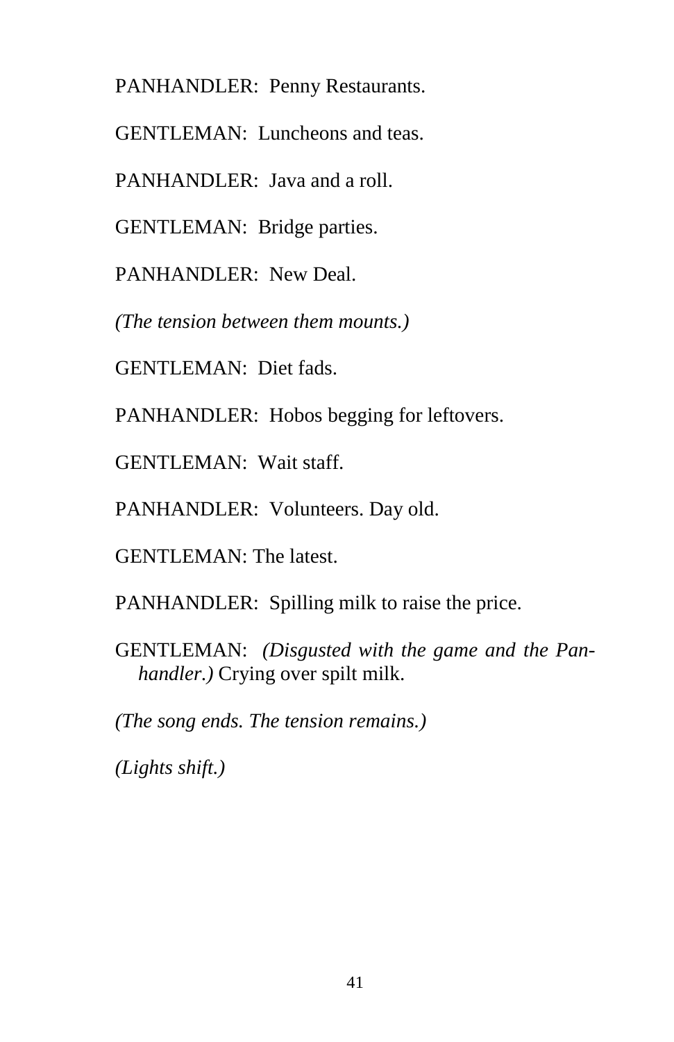PANHANDLER:  Penny Restaurants.

GENTLEMAN:  Luncheons and teas.

PANHANDLER:  Java and a roll.

GENTLEMAN:  Bridge parties.

PANHANDLER:  New Deal.

*(The tension between them mounts.)*

GENTLEMAN:  Diet fads.

PANHANDLER:  Hobos begging for leftovers.

GENTLEMAN:  Wait staff.

PANHANDLER:  Volunteers. Day old.

GENTLEMAN: The latest.

PANHANDLER:  Spilling milk to raise the price.

GENTLEMAN:  *(Disgusted with the game and the Panhandler.)* Crying over spilt milk.

*(The song ends. The tension remains.)*

*(Lights shift.)*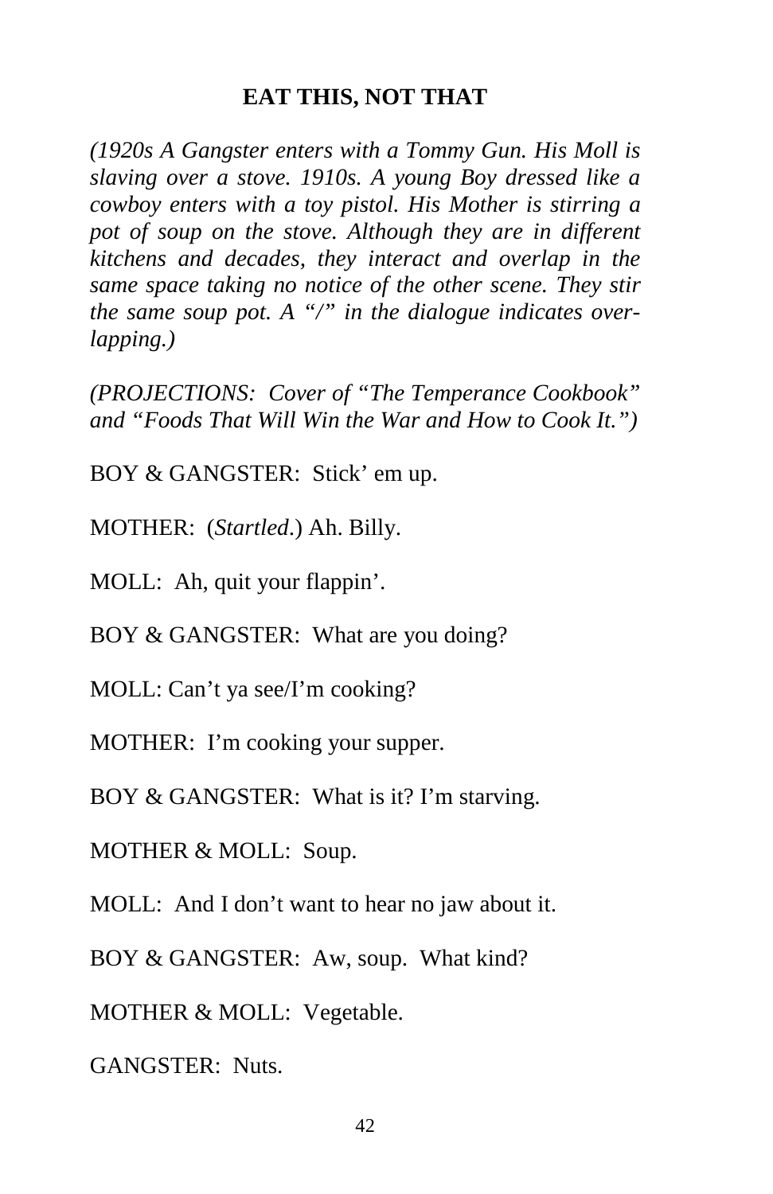**EAT THIS, NOT THAT**

*(1920s A Gangster enters with a Tommy Gun. His Moll is slaving over a stove. 1910s. A young Boy dressed like a cowboy enters with a toy pistol. His Mother is stirring a pot of soup on the stove. Although they are in different kitchens and decades, they interact and overlap in the same space taking no notice of the other scene. They stir the same soup pot. A "/" in the dialogue indicates over-lapping.)*

*(PROJECTIONS: Cover of "The Temperance Cookbook" and "Foods That Will Win the War and How to Cook It.")*

BOY & GANGSTER: Stick' em up.

MOTHER: (*Startled*.) Ah. Billy.

MOLL: Ah, quit your flappin'.

BOY & GANGSTER: What are you doing?

MOLL: Can't ya see/I'm cooking?

MOTHER: I'm cooking your supper.

BOY & GANGSTER: What is it? I'm starving.

MOTHER & MOLL: Soup.

MOLL: And I don't want to hear no jaw about it.

BOY & GANGSTER: Aw, soup. What kind?

MOTHER & MOLL: Vegetable.

GANGSTER: Nuts.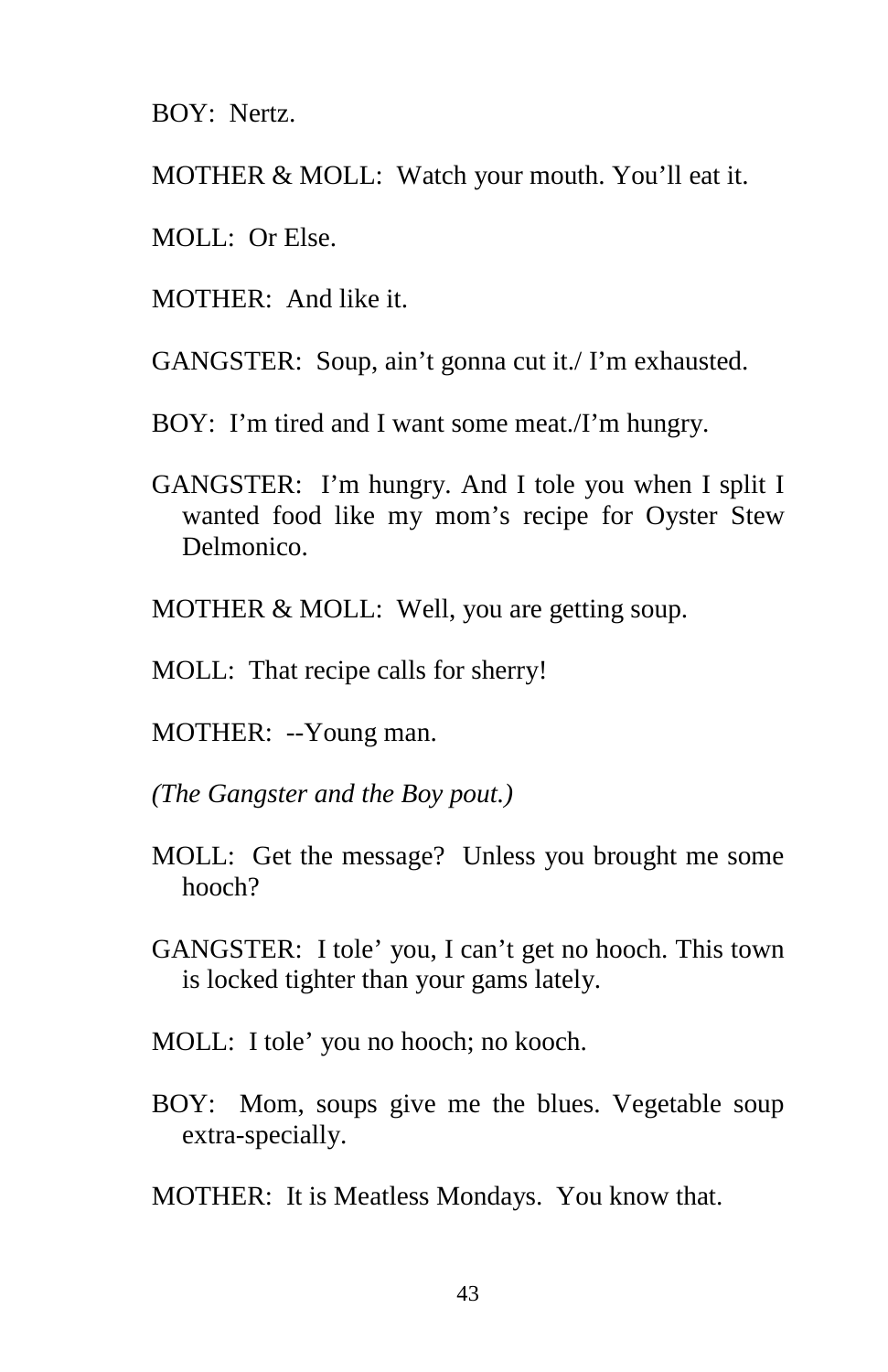BOY:  Nertz.

MOTHER & MOLL:  Watch your mouth. You'll eat it.

MOLL:  Or Else.

MOTHER:  And like it.

GANGSTER:  Soup, ain't gonna cut it./ I'm exhausted.

BOY:  I'm tired and I want some meat./I'm hungry.

GANGSTER:  I'm hungry. And I tole you when I split I wanted food like my mom's recipe for Oyster Stew Delmonico.

MOTHER & MOLL:  Well, you are getting soup.

MOLL:  That recipe calls for sherry!

MOTHER:  --Young man.

*(The Gangster and the Boy pout.)*

MOLL:  Get the message?  Unless you brought me some hooch?

GANGSTER:  I tole' you, I can't get no hooch. This town is locked tighter than your gams lately.

MOLL:  I tole' you no hooch; no kooch.

BOY:  Mom, soups give me the blues. Vegetable soup extra-specially.

MOTHER:  It is Meatless Mondays.  You know that.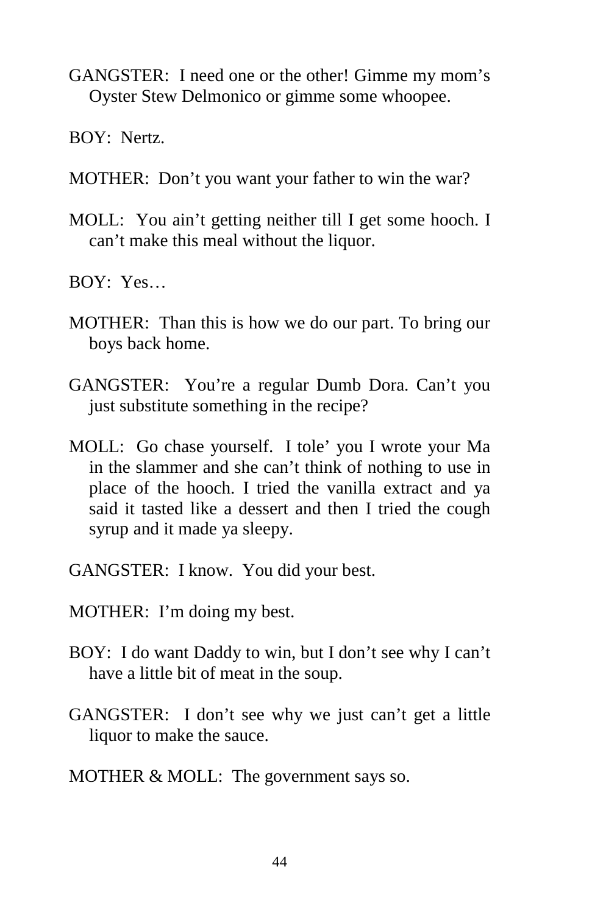GANGSTER: I need one or the other! Gimme my mom's Oyster Stew Delmonico or gimme some whoopee.

BOY: Nertz.

MOTHER: Don't you want your father to win the war?

MOLL: You ain't getting neither till I get some hooch. I can't make this meal without the liquor.

BOY: Yes…

MOTHER: Than this is how we do our part. To bring our boys back home.

GANGSTER: You're a regular Dumb Dora. Can't you just substitute something in the recipe?

MOLL: Go chase yourself. I tole' you I wrote your Ma in the slammer and she can't think of nothing to use in place of the hooch. I tried the vanilla extract and ya said it tasted like a dessert and then I tried the cough syrup and it made ya sleepy.

GANGSTER: I know. You did your best.

MOTHER: I'm doing my best.

BOY: I do want Daddy to win, but I don't see why I can't have a little bit of meat in the soup.

GANGSTER: I don't see why we just can't get a little liquor to make the sauce.

MOTHER & MOLL: The government says so.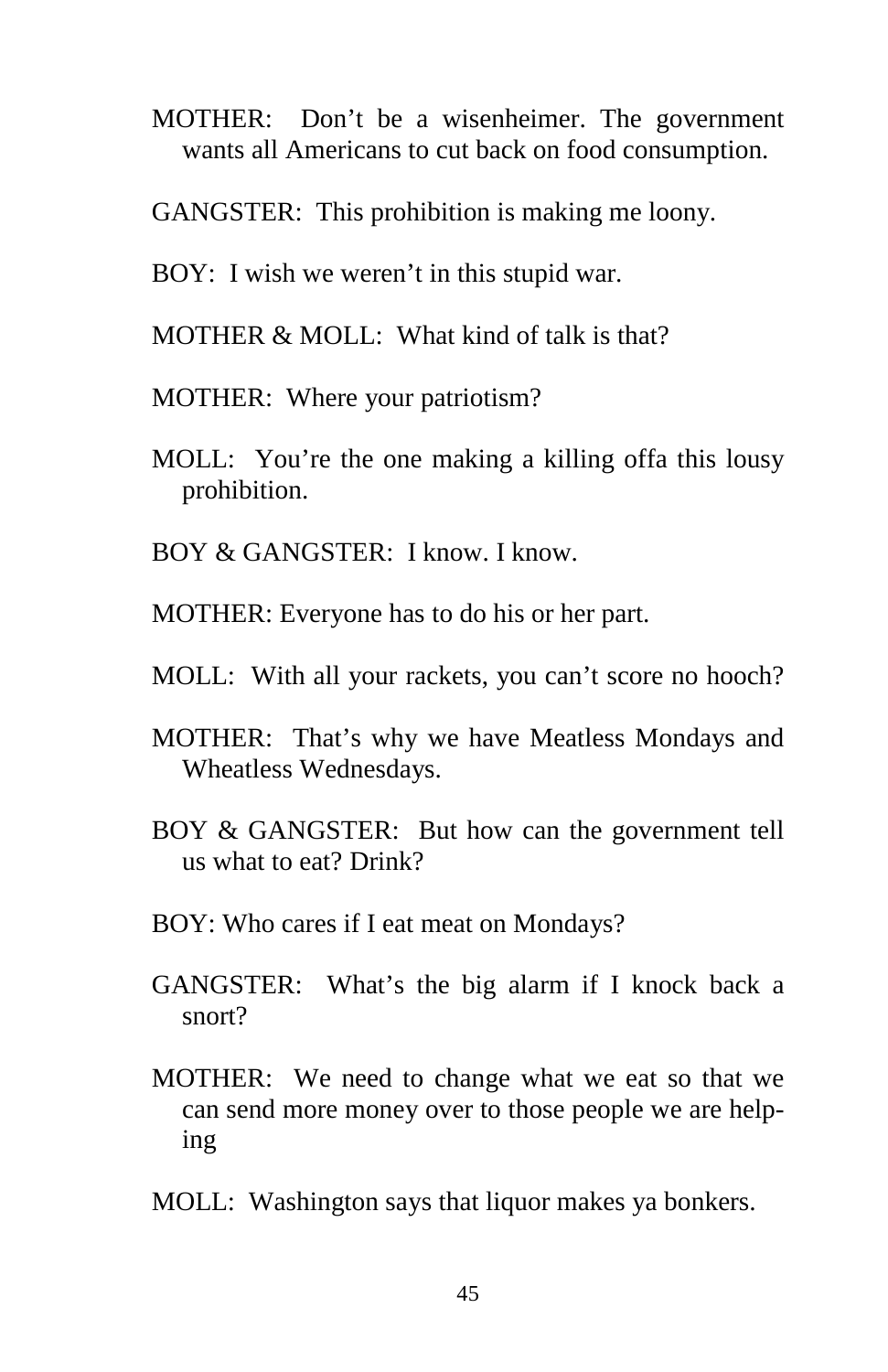MOTHER:  Don't be a wisenheimer. The government wants all Americans to cut back on food consumption.

GANGSTER:  This prohibition is making me loony.

BOY:  I wish we weren't in this stupid war.

MOTHER & MOLL:  What kind of talk is that?

MOTHER:  Where your patriotism?

MOLL:  You're the one making a killing offa this lousy prohibition.

BOY & GANGSTER:  I know. I know.

MOTHER: Everyone has to do his or her part.

MOLL:  With all your rackets, you can't score no hooch?

MOTHER:  That's why we have Meatless Mondays and Wheatless Wednesdays.

BOY & GANGSTER:  But how can the government tell us what to eat? Drink?

BOY: Who cares if I eat meat on Mondays?

GANGSTER:  What's the big alarm if I knock back a snort?

MOTHER:  We need to change what we eat so that we can send more money over to those people we are helping

MOLL:  Washington says that liquor makes ya bonkers.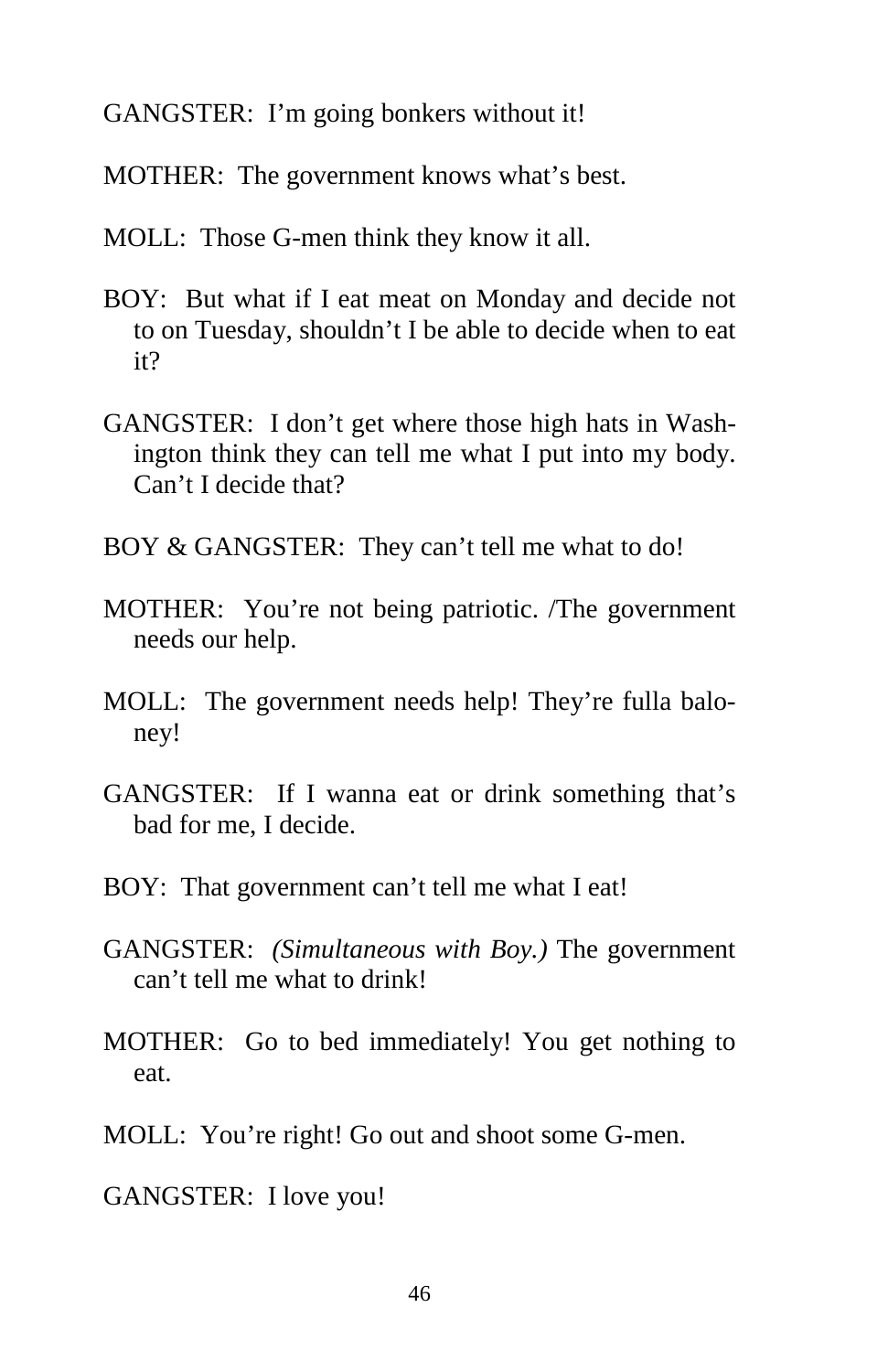GANGSTER: I'm going bonkers without it!

MOTHER: The government knows what's best.

MOLL: Those G-men think they know it all.

BOY: But what if I eat meat on Monday and decide not to on Tuesday, shouldn't I be able to decide when to eat it?

GANGSTER: I don't get where those high hats in Washington think they can tell me what I put into my body. Can't I decide that?

BOY & GANGSTER: They can't tell me what to do!

MOTHER: You're not being patriotic. /The government needs our help.

MOLL: The government needs help! They're fulla baloney!

GANGSTER: If I wanna eat or drink something that's bad for me, I decide.

BOY: That government can't tell me what I eat!

GANGSTER: *(Simultaneous with Boy.)* The government can't tell me what to drink!

MOTHER: Go to bed immediately! You get nothing to eat.

MOLL: You're right! Go out and shoot some G-men.

GANGSTER: I love you!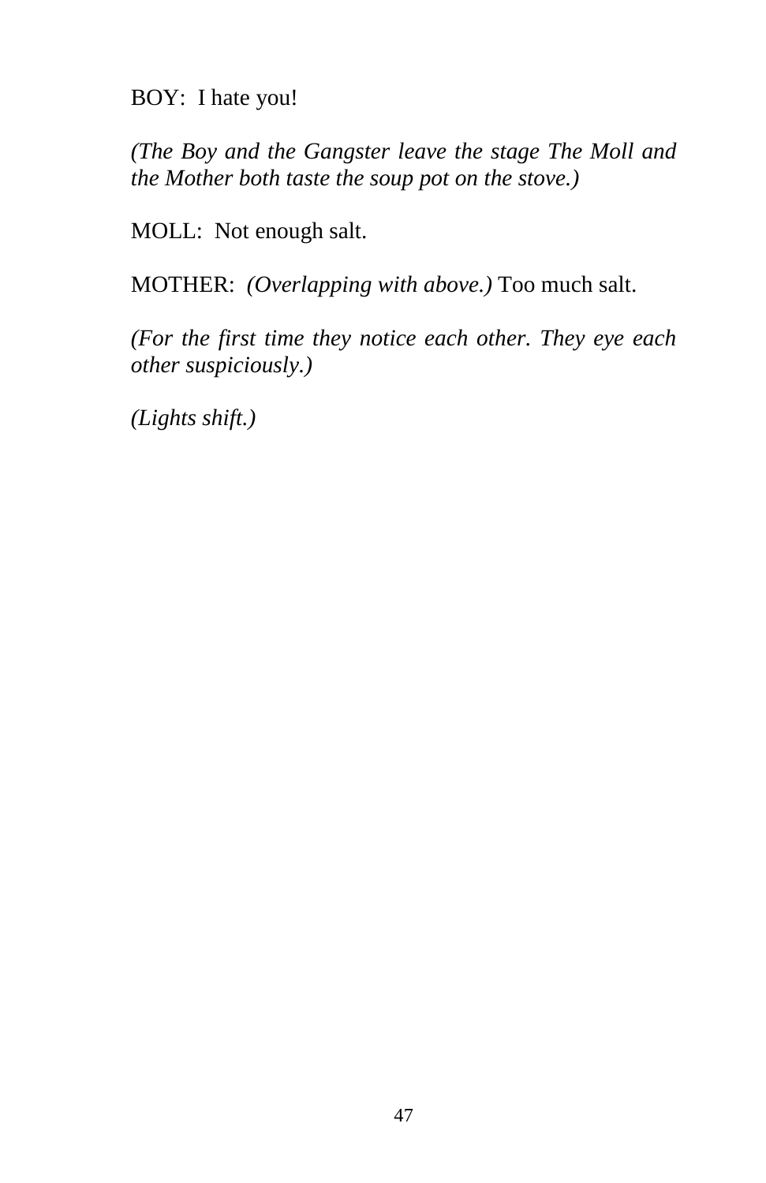BOY:  I hate you!

*(The Boy and the Gangster leave the stage The Moll and the Mother both taste the soup pot on the stove.)*

MOLL:  Not enough salt.

MOTHER:  *(Overlapping with above.)* Too much salt.

*(For the first time they notice each other. They eye each other suspiciously.)*

*(Lights shift.)*